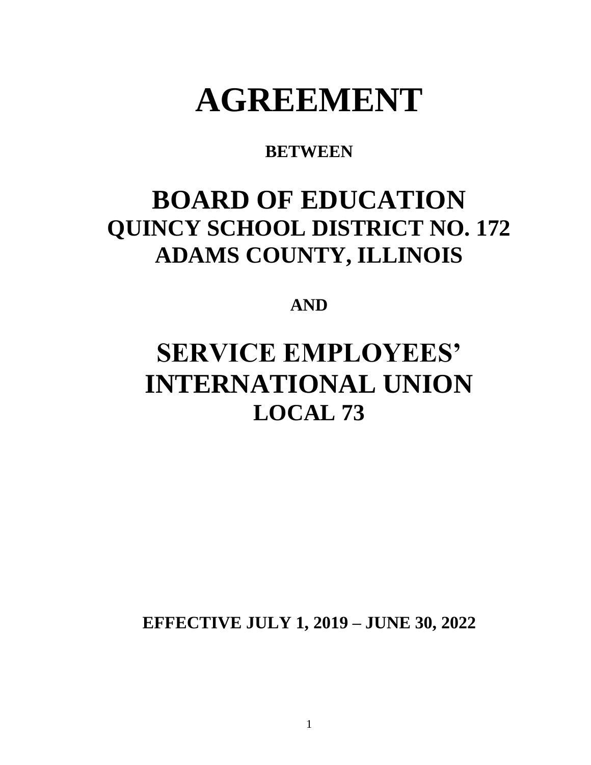# AGREEMENT

**BETWEEN**

## BOARD OF EDUCATION
## QUINCY SCHOOL DISTRICT NO. 172
## ADAMS COUNTY, ILLINOIS

**AND**

## SERVICE EMPLOYEES' INTERNATIONAL UNION
## LOCAL 73

**EFFECTIVE JULY 1, 2019 – JUNE 30, 2022**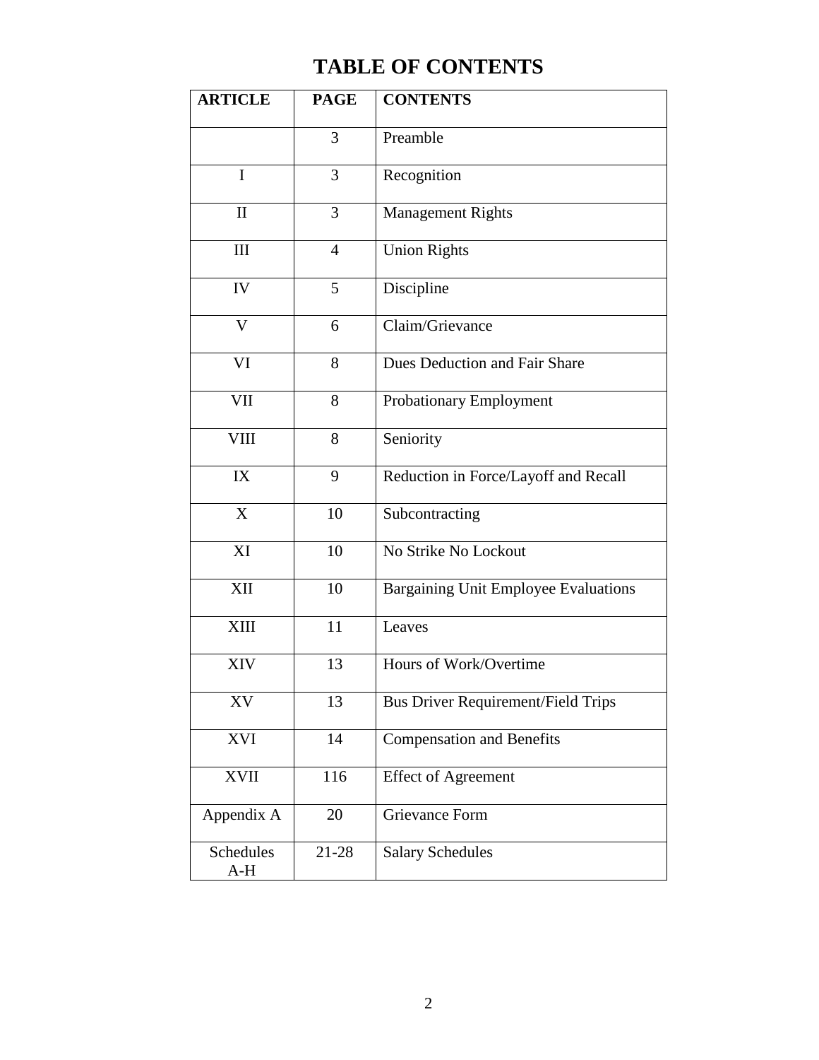# TABLE OF CONTENTS

| ARTICLE | PAGE | CONTENTS |
|---|---|---|
| | 3 | Preamble |
| I | 3 | Recognition |
| II | 3 | Management Rights |
| III | 4 | Union Rights |
| IV | 5 | Discipline |
| V | 6 | Claim/Grievance |
| VI | 8 | Dues Deduction and Fair Share |
| VII | 8 | Probationary Employment |
| VIII | 8 | Seniority |
| IX | 9 | Reduction in Force/Layoff and Recall |
| X | 10 | Subcontracting |
| XI | 10 | No Strike No Lockout |
| XII | 10 | Bargaining Unit Employee Evaluations |
| XIII | 11 | Leaves |
| XIV | 13 | Hours of Work/Overtime |
| XV | 13 | Bus Driver Requirement/Field Trips |
| XVI | 14 | Compensation and Benefits |
| XVII | 116 | Effect of Agreement |
| Appendix A | 20 | Grievance Form |
| Schedules A-H | 21-28 | Salary Schedules |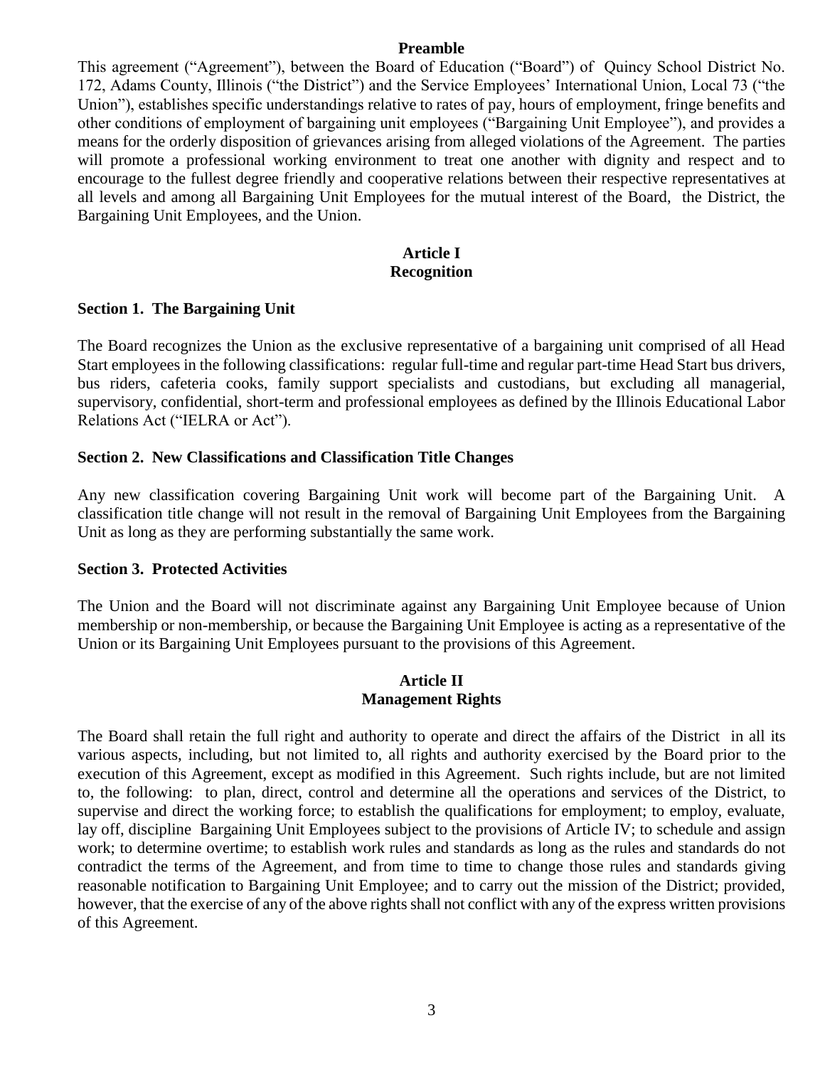## Preamble

This agreement ("Agreement"), between the Board of Education ("Board") of Quincy School District No. 172, Adams County, Illinois ("the District") and the Service Employees' International Union, Local 73 ("the Union"), establishes specific understandings relative to rates of pay, hours of employment, fringe benefits and other conditions of employment of bargaining unit employees ("Bargaining Unit Employee"), and provides a means for the orderly disposition of grievances arising from alleged violations of the Agreement. The parties will promote a professional working environment to treat one another with dignity and respect and to encourage to the fullest degree friendly and cooperative relations between their respective representatives at all levels and among all Bargaining Unit Employees for the mutual interest of the Board, the District, the Bargaining Unit Employees, and the Union.

## Article I
## Recognition

### Section 1. The Bargaining Unit

The Board recognizes the Union as the exclusive representative of a bargaining unit comprised of all Head Start employees in the following classifications: regular full-time and regular part-time Head Start bus drivers, bus riders, cafeteria cooks, family support specialists and custodians, but excluding all managerial, supervisory, confidential, short-term and professional employees as defined by the Illinois Educational Labor Relations Act ("IELRA or Act").

### Section 2. New Classifications and Classification Title Changes

Any new classification covering Bargaining Unit work will become part of the Bargaining Unit. A classification title change will not result in the removal of Bargaining Unit Employees from the Bargaining Unit as long as they are performing substantially the same work.

### Section 3. Protected Activities

The Union and the Board will not discriminate against any Bargaining Unit Employee because of Union membership or non-membership, or because the Bargaining Unit Employee is acting as a representative of the Union or its Bargaining Unit Employees pursuant to the provisions of this Agreement.

## Article II
## Management Rights

The Board shall retain the full right and authority to operate and direct the affairs of the District in all its various aspects, including, but not limited to, all rights and authority exercised by the Board prior to the execution of this Agreement, except as modified in this Agreement. Such rights include, but are not limited to, the following: to plan, direct, control and determine all the operations and services of the District, to supervise and direct the working force; to establish the qualifications for employment; to employ, evaluate, lay off, discipline Bargaining Unit Employees subject to the provisions of Article IV; to schedule and assign work; to determine overtime; to establish work rules and standards as long as the rules and standards do not contradict the terms of the Agreement, and from time to time to change those rules and standards giving reasonable notification to Bargaining Unit Employee; and to carry out the mission of the District; provided, however, that the exercise of any of the above rights shall not conflict with any of the express written provisions of this Agreement.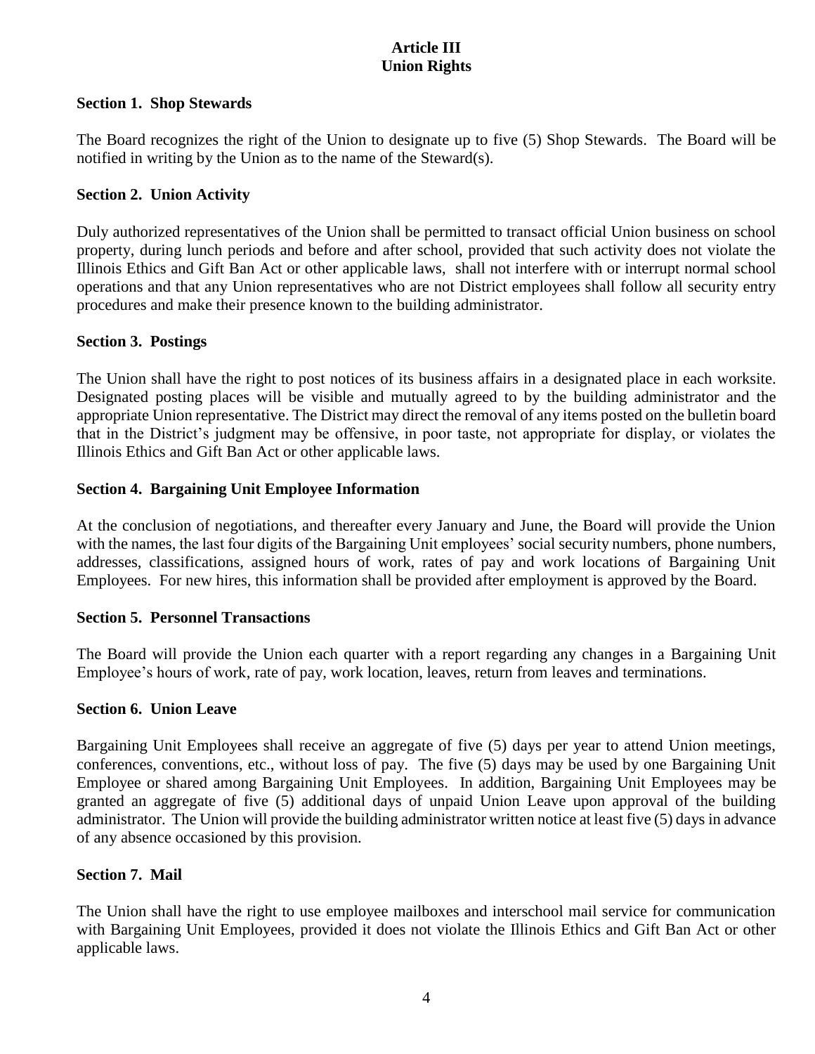# Article III
# Union Rights

### Section 1. Shop Stewards

The Board recognizes the right of the Union to designate up to five (5) Shop Stewards. The Board will be notified in writing by the Union as to the name of the Steward(s).

### Section 2. Union Activity

Duly authorized representatives of the Union shall be permitted to transact official Union business on school property, during lunch periods and before and after school, provided that such activity does not violate the Illinois Ethics and Gift Ban Act or other applicable laws, shall not interfere with or interrupt normal school operations and that any Union representatives who are not District employees shall follow all security entry procedures and make their presence known to the building administrator.

### Section 3. Postings

The Union shall have the right to post notices of its business affairs in a designated place in each worksite. Designated posting places will be visible and mutually agreed to by the building administrator and the appropriate Union representative. The District may direct the removal of any items posted on the bulletin board that in the District's judgment may be offensive, in poor taste, not appropriate for display, or violates the Illinois Ethics and Gift Ban Act or other applicable laws.

### Section 4. Bargaining Unit Employee Information

At the conclusion of negotiations, and thereafter every January and June, the Board will provide the Union with the names, the last four digits of the Bargaining Unit employees' social security numbers, phone numbers, addresses, classifications, assigned hours of work, rates of pay and work locations of Bargaining Unit Employees. For new hires, this information shall be provided after employment is approved by the Board.

### Section 5. Personnel Transactions

The Board will provide the Union each quarter with a report regarding any changes in a Bargaining Unit Employee's hours of work, rate of pay, work location, leaves, return from leaves and terminations.

### Section 6. Union Leave

Bargaining Unit Employees shall receive an aggregate of five (5) days per year to attend Union meetings, conferences, conventions, etc., without loss of pay. The five (5) days may be used by one Bargaining Unit Employee or shared among Bargaining Unit Employees. In addition, Bargaining Unit Employees may be granted an aggregate of five (5) additional days of unpaid Union Leave upon approval of the building administrator. The Union will provide the building administrator written notice at least five (5) days in advance of any absence occasioned by this provision.

### Section 7. Mail

The Union shall have the right to use employee mailboxes and interschool mail service for communication with Bargaining Unit Employees, provided it does not violate the Illinois Ethics and Gift Ban Act or other applicable laws.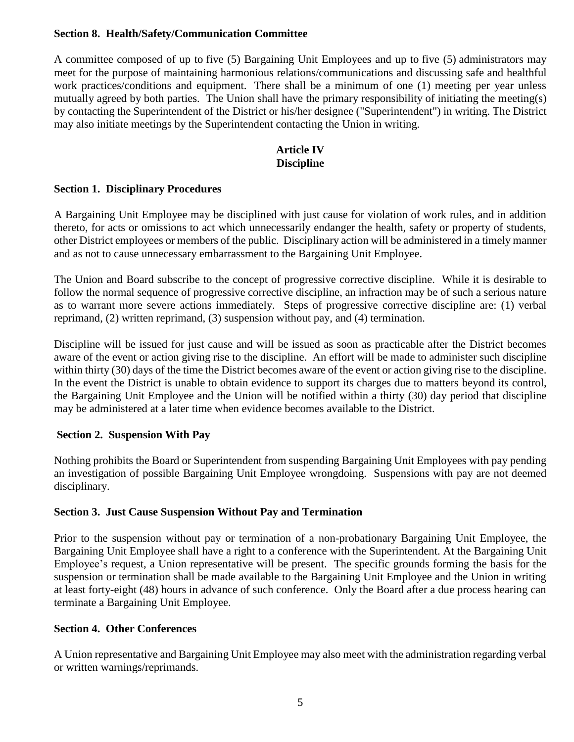**Section 8. Health/Safety/Communication Committee**

A committee composed of up to five (5) Bargaining Unit Employees and up to five (5) administrators may meet for the purpose of maintaining harmonious relations/communications and discussing safe and healthful work practices/conditions and equipment. There shall be a minimum of one (1) meeting per year unless mutually agreed by both parties. The Union shall have the primary responsibility of initiating the meeting(s) by contacting the Superintendent of the District or his/her designee ("Superintendent") in writing. The District may also initiate meetings by the Superintendent contacting the Union in writing.

## Article IV
## Discipline

**Section 1. Disciplinary Procedures**

A Bargaining Unit Employee may be disciplined with just cause for violation of work rules, and in addition thereto, for acts or omissions to act which unnecessarily endanger the health, safety or property of students, other District employees or members of the public. Disciplinary action will be administered in a timely manner and as not to cause unnecessary embarrassment to the Bargaining Unit Employee.

The Union and Board subscribe to the concept of progressive corrective discipline. While it is desirable to follow the normal sequence of progressive corrective discipline, an infraction may be of such a serious nature as to warrant more severe actions immediately. Steps of progressive corrective discipline are: (1) verbal reprimand, (2) written reprimand, (3) suspension without pay, and (4) termination.

Discipline will be issued for just cause and will be issued as soon as practicable after the District becomes aware of the event or action giving rise to the discipline. An effort will be made to administer such discipline within thirty (30) days of the time the District becomes aware of the event or action giving rise to the discipline. In the event the District is unable to obtain evidence to support its charges due to matters beyond its control, the Bargaining Unit Employee and the Union will be notified within a thirty (30) day period that discipline may be administered at a later time when evidence becomes available to the District.

**Section 2. Suspension With Pay**

Nothing prohibits the Board or Superintendent from suspending Bargaining Unit Employees with pay pending an investigation of possible Bargaining Unit Employee wrongdoing. Suspensions with pay are not deemed disciplinary.

**Section 3. Just Cause Suspension Without Pay and Termination**

Prior to the suspension without pay or termination of a non-probationary Bargaining Unit Employee, the Bargaining Unit Employee shall have a right to a conference with the Superintendent. At the Bargaining Unit Employee's request, a Union representative will be present. The specific grounds forming the basis for the suspension or termination shall be made available to the Bargaining Unit Employee and the Union in writing at least forty-eight (48) hours in advance of such conference. Only the Board after a due process hearing can terminate a Bargaining Unit Employee.

**Section 4. Other Conferences**

A Union representative and Bargaining Unit Employee may also meet with the administration regarding verbal or written warnings/reprimands.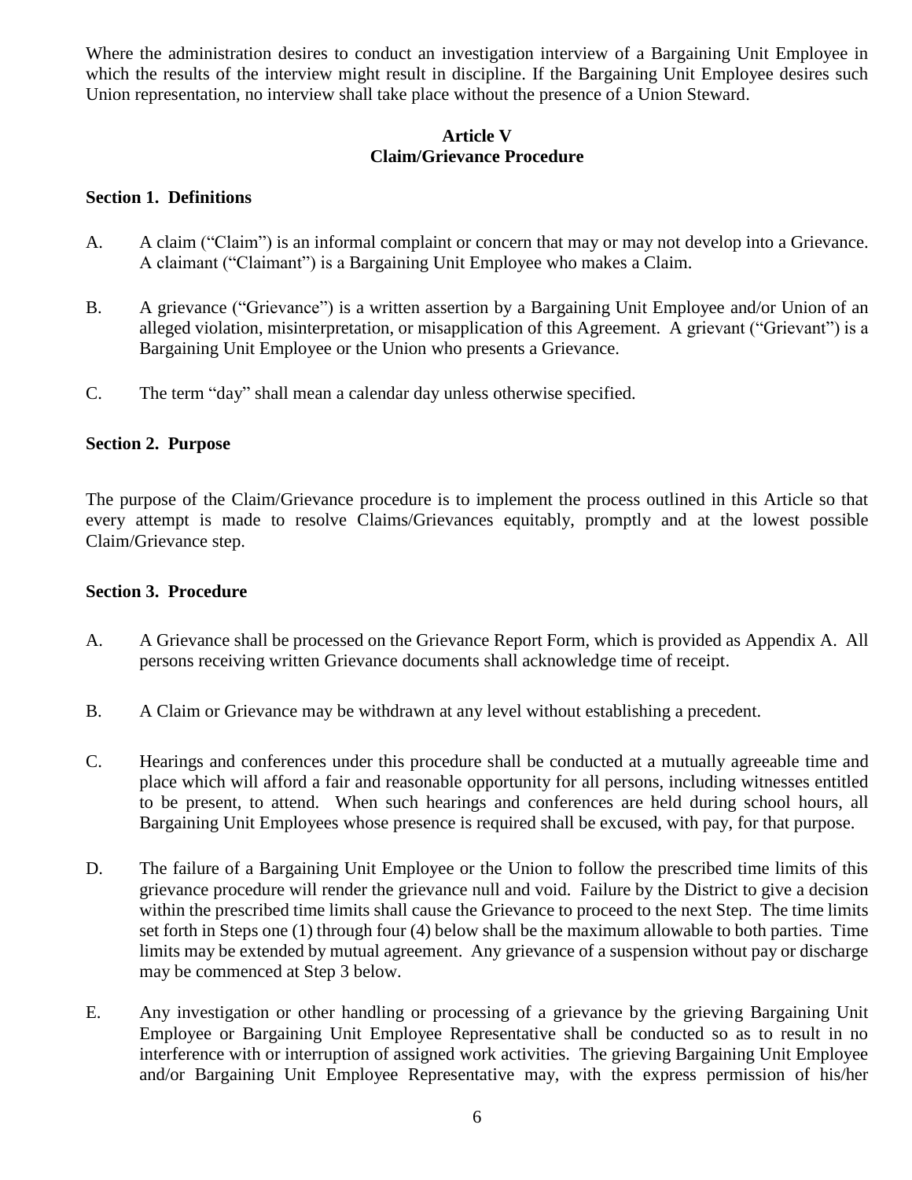Where the administration desires to conduct an investigation interview of a Bargaining Unit Employee in which the results of the interview might result in discipline. If the Bargaining Unit Employee desires such Union representation, no interview shall take place without the presence of a Union Steward.

## Article V
## Claim/Grievance Procedure

### Section 1. Definitions

A. A claim ("Claim") is an informal complaint or concern that may or may not develop into a Grievance. A claimant ("Claimant") is a Bargaining Unit Employee who makes a Claim.

B. A grievance ("Grievance") is a written assertion by a Bargaining Unit Employee and/or Union of an alleged violation, misinterpretation, or misapplication of this Agreement. A grievant ("Grievant") is a Bargaining Unit Employee or the Union who presents a Grievance.

C. The term "day" shall mean a calendar day unless otherwise specified.

### Section 2. Purpose

The purpose of the Claim/Grievance procedure is to implement the process outlined in this Article so that every attempt is made to resolve Claims/Grievances equitably, promptly and at the lowest possible Claim/Grievance step.

### Section 3. Procedure

A. A Grievance shall be processed on the Grievance Report Form, which is provided as Appendix A. All persons receiving written Grievance documents shall acknowledge time of receipt.

B. A Claim or Grievance may be withdrawn at any level without establishing a precedent.

C. Hearings and conferences under this procedure shall be conducted at a mutually agreeable time and place which will afford a fair and reasonable opportunity for all persons, including witnesses entitled to be present, to attend. When such hearings and conferences are held during school hours, all Bargaining Unit Employees whose presence is required shall be excused, with pay, for that purpose.

D. The failure of a Bargaining Unit Employee or the Union to follow the prescribed time limits of this grievance procedure will render the grievance null and void. Failure by the District to give a decision within the prescribed time limits shall cause the Grievance to proceed to the next Step. The time limits set forth in Steps one (1) through four (4) below shall be the maximum allowable to both parties. Time limits may be extended by mutual agreement. Any grievance of a suspension without pay or discharge may be commenced at Step 3 below.

E. Any investigation or other handling or processing of a grievance by the grieving Bargaining Unit Employee or Bargaining Unit Employee Representative shall be conducted so as to result in no interference with or interruption of assigned work activities. The grieving Bargaining Unit Employee and/or Bargaining Unit Employee Representative may, with the express permission of his/her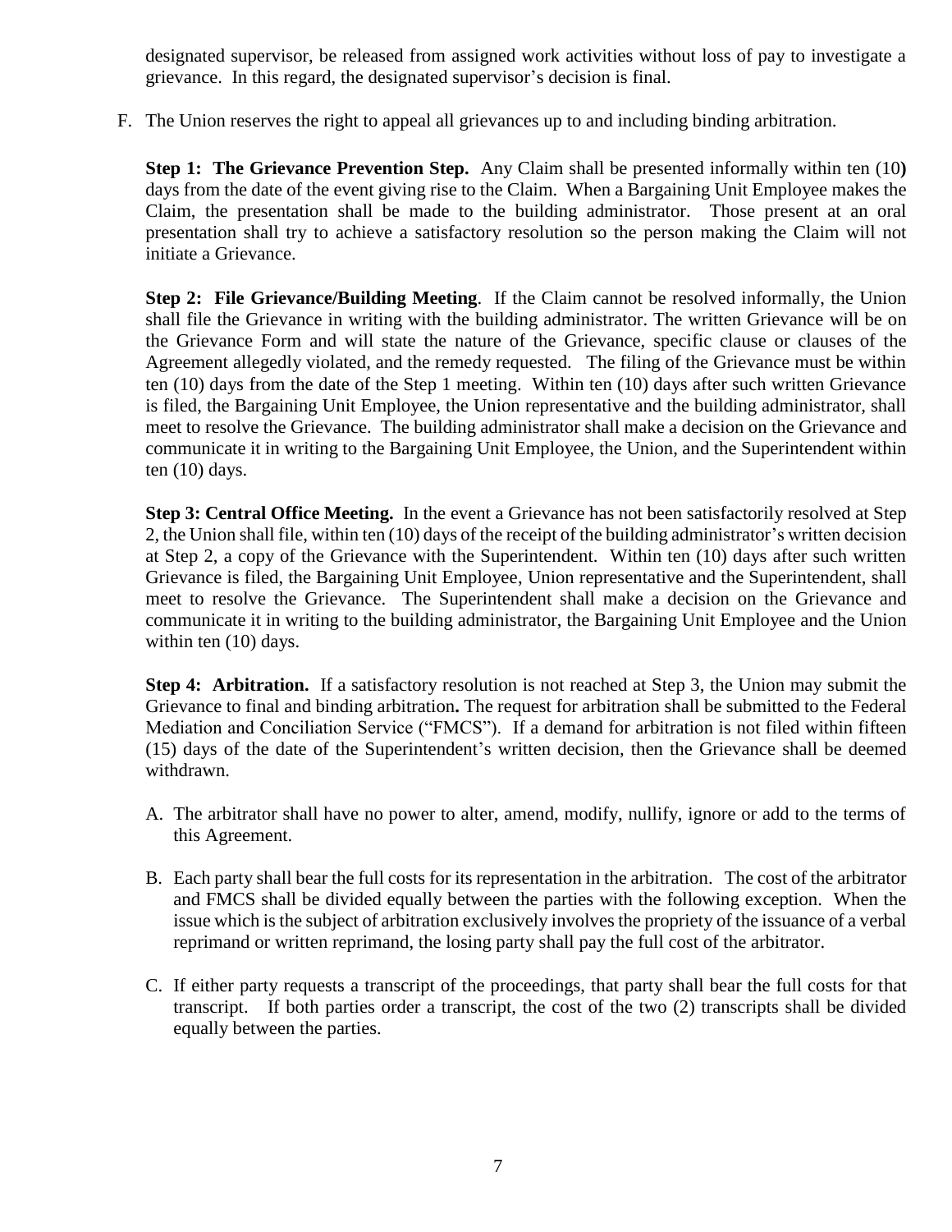designated supervisor, be released from assigned work activities without loss of pay to investigate a grievance. In this regard, the designated supervisor's decision is final.

F. The Union reserves the right to appeal all grievances up to and including binding arbitration.

**Step 1: The Grievance Prevention Step.** Any Claim shall be presented informally within ten (10**)** days from the date of the event giving rise to the Claim. When a Bargaining Unit Employee makes the Claim, the presentation shall be made to the building administrator. Those present at an oral presentation shall try to achieve a satisfactory resolution so the person making the Claim will not initiate a Grievance.

**Step 2: File Grievance/Building Meeting**. If the Claim cannot be resolved informally, the Union shall file the Grievance in writing with the building administrator. The written Grievance will be on the Grievance Form and will state the nature of the Grievance, specific clause or clauses of the Agreement allegedly violated, and the remedy requested. The filing of the Grievance must be within ten (10) days from the date of the Step 1 meeting. Within ten (10) days after such written Grievance is filed, the Bargaining Unit Employee, the Union representative and the building administrator, shall meet to resolve the Grievance. The building administrator shall make a decision on the Grievance and communicate it in writing to the Bargaining Unit Employee, the Union, and the Superintendent within ten (10) days.

**Step 3: Central Office Meeting.** In the event a Grievance has not been satisfactorily resolved at Step 2, the Union shall file, within ten (10) days of the receipt of the building administrator's written decision at Step 2, a copy of the Grievance with the Superintendent. Within ten (10) days after such written Grievance is filed, the Bargaining Unit Employee, Union representative and the Superintendent, shall meet to resolve the Grievance. The Superintendent shall make a decision on the Grievance and communicate it in writing to the building administrator, the Bargaining Unit Employee and the Union within ten (10) days.

**Step 4: Arbitration.** If a satisfactory resolution is not reached at Step 3, the Union may submit the Grievance to final and binding arbitration**.** The request for arbitration shall be submitted to the Federal Mediation and Conciliation Service ("FMCS"). If a demand for arbitration is not filed within fifteen (15) days of the date of the Superintendent's written decision, then the Grievance shall be deemed withdrawn.

A. The arbitrator shall have no power to alter, amend, modify, nullify, ignore or add to the terms of this Agreement.

B. Each party shall bear the full costs for its representation in the arbitration. The cost of the arbitrator and FMCS shall be divided equally between the parties with the following exception. When the issue which is the subject of arbitration exclusively involves the propriety of the issuance of a verbal reprimand or written reprimand, the losing party shall pay the full cost of the arbitrator.

C. If either party requests a transcript of the proceedings, that party shall bear the full costs for that transcript. If both parties order a transcript, the cost of the two (2) transcripts shall be divided equally between the parties.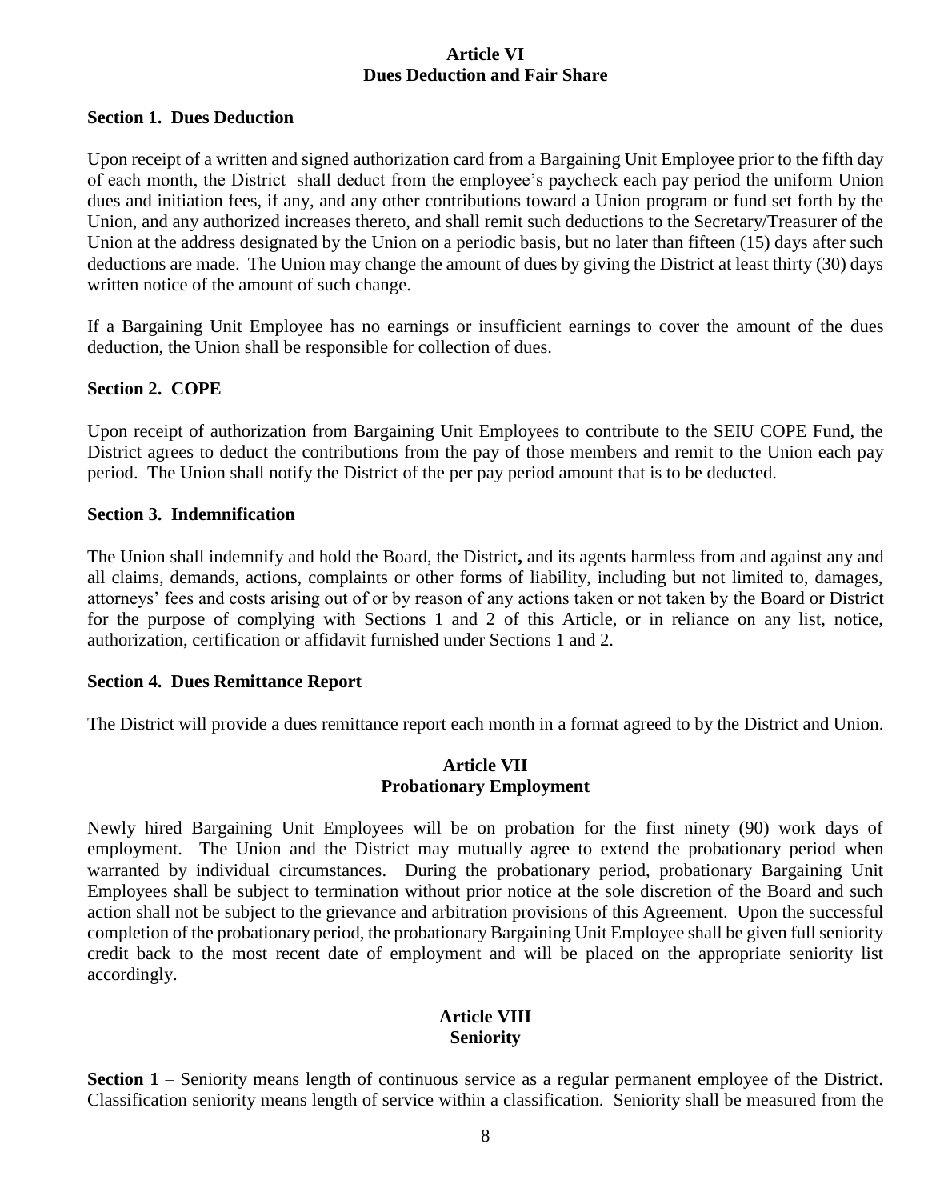## Article VI
## Dues Deduction and Fair Share

**Section 1. Dues Deduction**

Upon receipt of a written and signed authorization card from a Bargaining Unit Employee prior to the fifth day of each month, the District shall deduct from the employee's paycheck each pay period the uniform Union dues and initiation fees, if any, and any other contributions toward a Union program or fund set forth by the Union, and any authorized increases thereto, and shall remit such deductions to the Secretary/Treasurer of the Union at the address designated by the Union on a periodic basis, but no later than fifteen (15) days after such deductions are made. The Union may change the amount of dues by giving the District at least thirty (30) days written notice of the amount of such change.

If a Bargaining Unit Employee has no earnings or insufficient earnings to cover the amount of the dues deduction, the Union shall be responsible for collection of dues.

**Section 2. COPE**

Upon receipt of authorization from Bargaining Unit Employees to contribute to the SEIU COPE Fund, the District agrees to deduct the contributions from the pay of those members and remit to the Union each pay period. The Union shall notify the District of the per pay period amount that is to be deducted.

**Section 3. Indemnification**

The Union shall indemnify and hold the Board, the District**,** and its agents harmless from and against any and all claims, demands, actions, complaints or other forms of liability, including but not limited to, damages, attorneys' fees and costs arising out of or by reason of any actions taken or not taken by the Board or District for the purpose of complying with Sections 1 and 2 of this Article, or in reliance on any list, notice, authorization, certification or affidavit furnished under Sections 1 and 2.

**Section 4. Dues Remittance Report**

The District will provide a dues remittance report each month in a format agreed to by the District and Union.

## Article VII
## Probationary Employment

Newly hired Bargaining Unit Employees will be on probation for the first ninety (90) work days of employment. The Union and the District may mutually agree to extend the probationary period when warranted by individual circumstances. During the probationary period, probationary Bargaining Unit Employees shall be subject to termination without prior notice at the sole discretion of the Board and such action shall not be subject to the grievance and arbitration provisions of this Agreement. Upon the successful completion of the probationary period, the probationary Bargaining Unit Employee shall be given full seniority credit back to the most recent date of employment and will be placed on the appropriate seniority list accordingly.

## Article VIII
## Seniority

**Section 1** – Seniority means length of continuous service as a regular permanent employee of the District. Classification seniority means length of service within a classification. Seniority shall be measured from the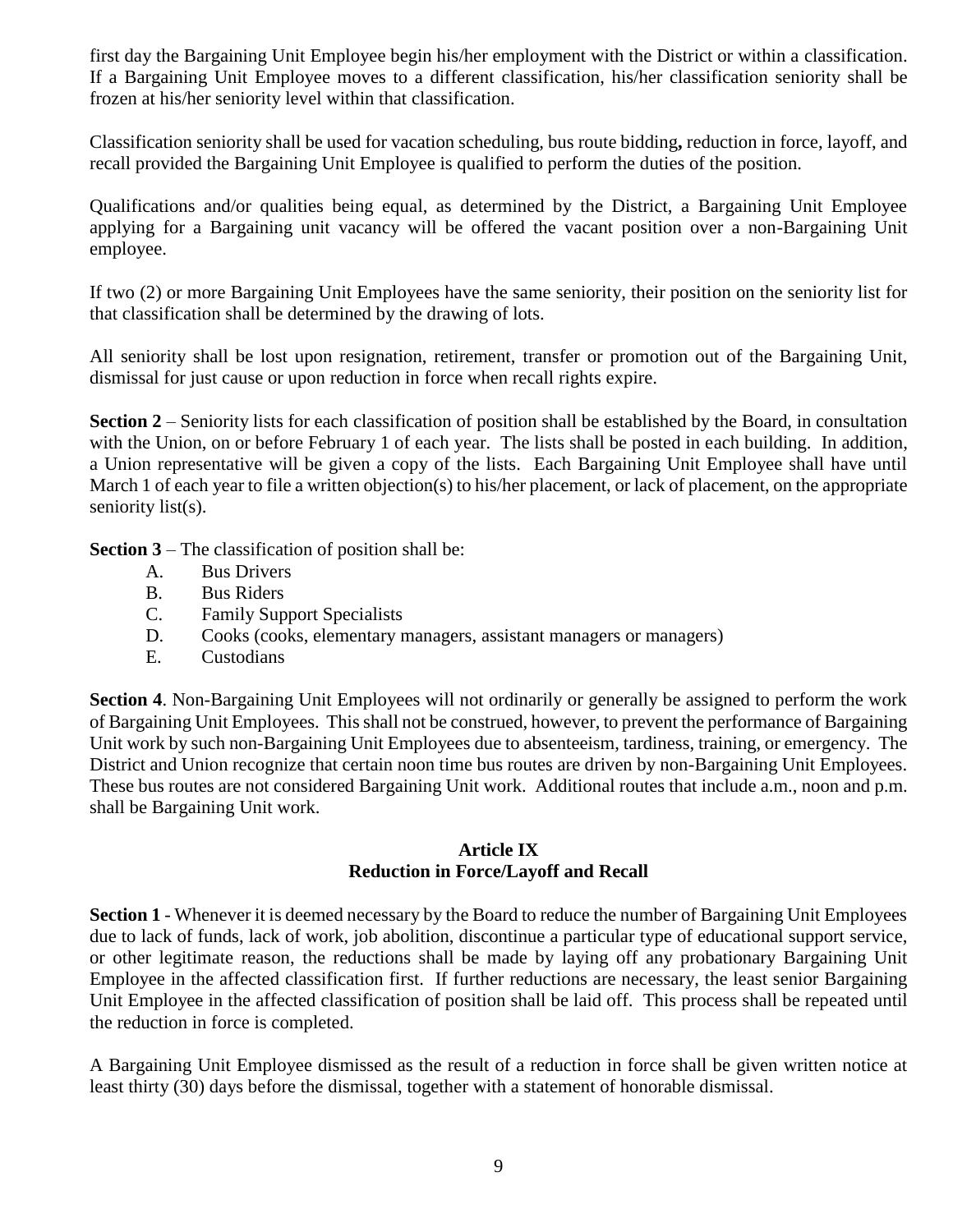first day the Bargaining Unit Employee begin his/her employment with the District or within a classification. If a Bargaining Unit Employee moves to a different classification, his/her classification seniority shall be frozen at his/her seniority level within that classification.

Classification seniority shall be used for vacation scheduling, bus route bidding**,** reduction in force, layoff, and recall provided the Bargaining Unit Employee is qualified to perform the duties of the position.

Qualifications and/or qualities being equal, as determined by the District, a Bargaining Unit Employee applying for a Bargaining unit vacancy will be offered the vacant position over a non-Bargaining Unit employee.

If two (2) or more Bargaining Unit Employees have the same seniority, their position on the seniority list for that classification shall be determined by the drawing of lots.

All seniority shall be lost upon resignation, retirement, transfer or promotion out of the Bargaining Unit, dismissal for just cause or upon reduction in force when recall rights expire.

**Section 2** – Seniority lists for each classification of position shall be established by the Board, in consultation with the Union, on or before February 1 of each year. The lists shall be posted in each building. In addition, a Union representative will be given a copy of the lists. Each Bargaining Unit Employee shall have until March 1 of each year to file a written objection(s) to his/her placement, or lack of placement, on the appropriate seniority list(s).

**Section 3** – The classification of position shall be:

A. Bus Drivers
B. Bus Riders
C. Family Support Specialists
D. Cooks (cooks, elementary managers, assistant managers or managers)
E. Custodians

**Section 4**. Non-Bargaining Unit Employees will not ordinarily or generally be assigned to perform the work of Bargaining Unit Employees. This shall not be construed, however, to prevent the performance of Bargaining Unit work by such non-Bargaining Unit Employees due to absenteeism, tardiness, training, or emergency. The District and Union recognize that certain noon time bus routes are driven by non-Bargaining Unit Employees. These bus routes are not considered Bargaining Unit work. Additional routes that include a.m., noon and p.m. shall be Bargaining Unit work.

## Article IX
## Reduction in Force/Layoff and Recall

**Section 1** - Whenever it is deemed necessary by the Board to reduce the number of Bargaining Unit Employees due to lack of funds, lack of work, job abolition, discontinue a particular type of educational support service, or other legitimate reason, the reductions shall be made by laying off any probationary Bargaining Unit Employee in the affected classification first. If further reductions are necessary, the least senior Bargaining Unit Employee in the affected classification of position shall be laid off. This process shall be repeated until the reduction in force is completed.

A Bargaining Unit Employee dismissed as the result of a reduction in force shall be given written notice at least thirty (30) days before the dismissal, together with a statement of honorable dismissal.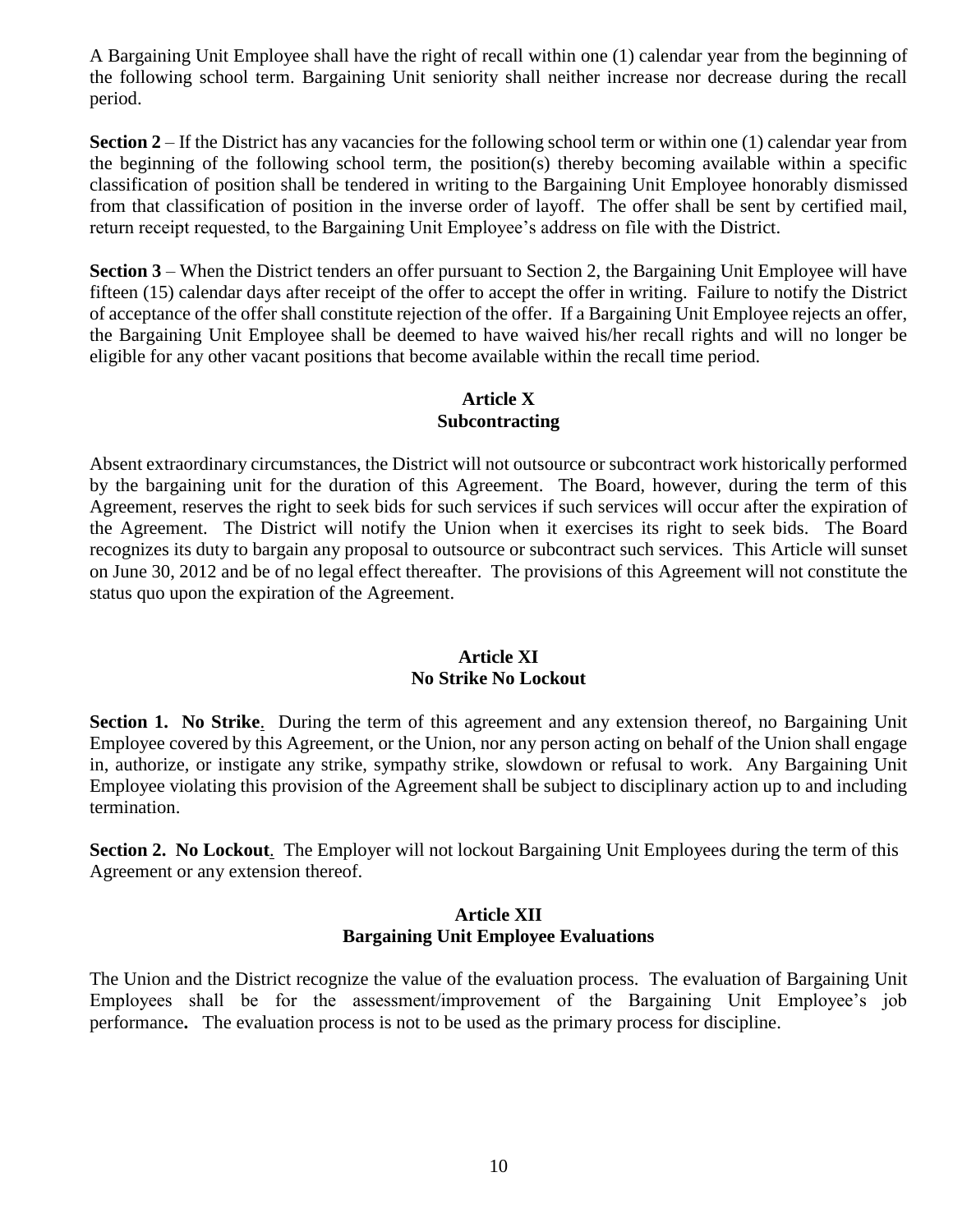A Bargaining Unit Employee shall have the right of recall within one (1) calendar year from the beginning of the following school term. Bargaining Unit seniority shall neither increase nor decrease during the recall period.

**Section 2** – If the District has any vacancies for the following school term or within one (1) calendar year from the beginning of the following school term, the position(s) thereby becoming available within a specific classification of position shall be tendered in writing to the Bargaining Unit Employee honorably dismissed from that classification of position in the inverse order of layoff. The offer shall be sent by certified mail, return receipt requested, to the Bargaining Unit Employee's address on file with the District.

**Section 3** – When the District tenders an offer pursuant to Section 2, the Bargaining Unit Employee will have fifteen (15) calendar days after receipt of the offer to accept the offer in writing. Failure to notify the District of acceptance of the offer shall constitute rejection of the offer. If a Bargaining Unit Employee rejects an offer, the Bargaining Unit Employee shall be deemed to have waived his/her recall rights and will no longer be eligible for any other vacant positions that become available within the recall time period.

## Article X
## Subcontracting

Absent extraordinary circumstances, the District will not outsource or subcontract work historically performed by the bargaining unit for the duration of this Agreement. The Board, however, during the term of this Agreement, reserves the right to seek bids for such services if such services will occur after the expiration of the Agreement. The District will notify the Union when it exercises its right to seek bids. The Board recognizes its duty to bargain any proposal to outsource or subcontract such services. This Article will sunset on June 30, 2012 and be of no legal effect thereafter. The provisions of this Agreement will not constitute the status quo upon the expiration of the Agreement.

## Article XI
## No Strike No Lockout

**Section 1. No Strike**. During the term of this agreement and any extension thereof, no Bargaining Unit Employee covered by this Agreement, or the Union, nor any person acting on behalf of the Union shall engage in, authorize, or instigate any strike, sympathy strike, slowdown or refusal to work. Any Bargaining Unit Employee violating this provision of the Agreement shall be subject to disciplinary action up to and including termination.

**Section 2. No Lockout**. The Employer will not lockout Bargaining Unit Employees during the term of this Agreement or any extension thereof.

## Article XII
## Bargaining Unit Employee Evaluations

The Union and the District recognize the value of the evaluation process. The evaluation of Bargaining Unit Employees shall be for the assessment/improvement of the Bargaining Unit Employee's job performance**.** The evaluation process is not to be used as the primary process for discipline.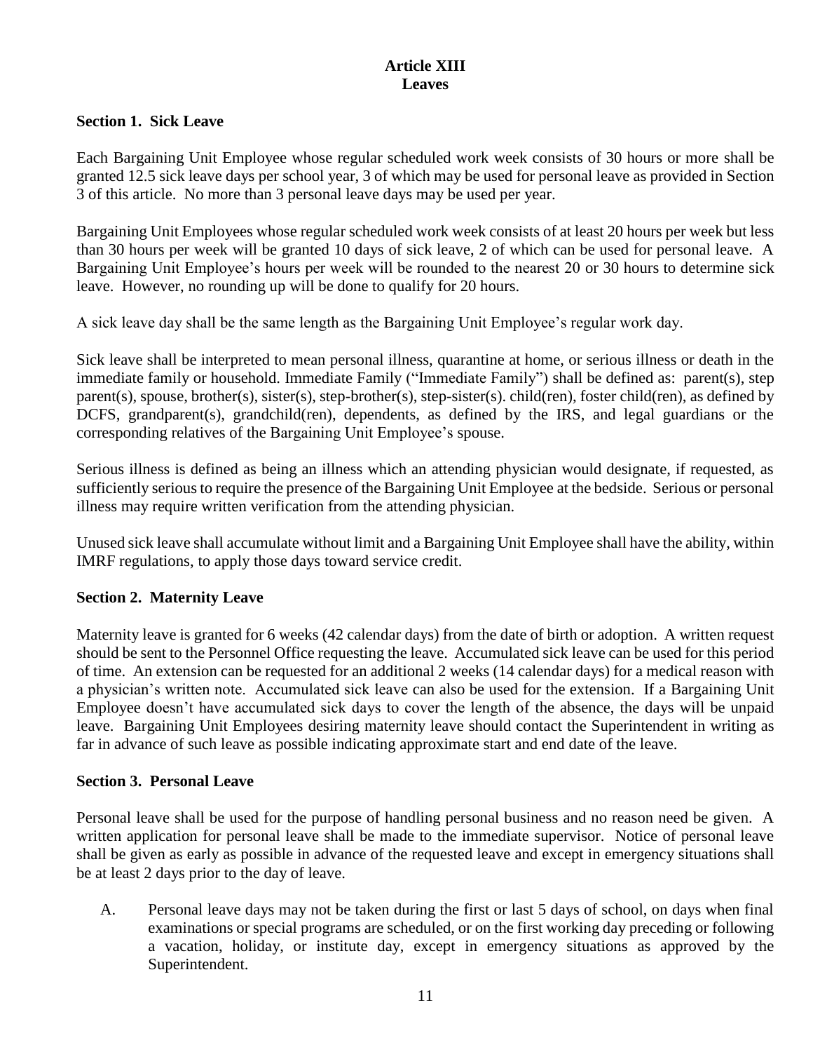# Article XIII
# Leaves

### Section 1. Sick Leave

Each Bargaining Unit Employee whose regular scheduled work week consists of 30 hours or more shall be granted 12.5 sick leave days per school year, 3 of which may be used for personal leave as provided in Section 3 of this article. No more than 3 personal leave days may be used per year.

Bargaining Unit Employees whose regular scheduled work week consists of at least 20 hours per week but less than 30 hours per week will be granted 10 days of sick leave, 2 of which can be used for personal leave. A Bargaining Unit Employee's hours per week will be rounded to the nearest 20 or 30 hours to determine sick leave. However, no rounding up will be done to qualify for 20 hours.

A sick leave day shall be the same length as the Bargaining Unit Employee's regular work day.

Sick leave shall be interpreted to mean personal illness, quarantine at home, or serious illness or death in the immediate family or household. Immediate Family ("Immediate Family") shall be defined as: parent(s), step parent(s), spouse, brother(s), sister(s), step-brother(s), step-sister(s). child(ren), foster child(ren), as defined by DCFS, grandparent(s), grandchild(ren), dependents, as defined by the IRS, and legal guardians or the corresponding relatives of the Bargaining Unit Employee's spouse.

Serious illness is defined as being an illness which an attending physician would designate, if requested, as sufficiently serious to require the presence of the Bargaining Unit Employee at the bedside. Serious or personal illness may require written verification from the attending physician.

Unused sick leave shall accumulate without limit and a Bargaining Unit Employee shall have the ability, within IMRF regulations, to apply those days toward service credit.

### Section 2. Maternity Leave

Maternity leave is granted for 6 weeks (42 calendar days) from the date of birth or adoption. A written request should be sent to the Personnel Office requesting the leave. Accumulated sick leave can be used for this period of time. An extension can be requested for an additional 2 weeks (14 calendar days) for a medical reason with a physician's written note. Accumulated sick leave can also be used for the extension. If a Bargaining Unit Employee doesn't have accumulated sick days to cover the length of the absence, the days will be unpaid leave. Bargaining Unit Employees desiring maternity leave should contact the Superintendent in writing as far in advance of such leave as possible indicating approximate start and end date of the leave.

### Section 3. Personal Leave

Personal leave shall be used for the purpose of handling personal business and no reason need be given. A written application for personal leave shall be made to the immediate supervisor. Notice of personal leave shall be given as early as possible in advance of the requested leave and except in emergency situations shall be at least 2 days prior to the day of leave.

A. Personal leave days may not be taken during the first or last 5 days of school, on days when final examinations or special programs are scheduled, or on the first working day preceding or following a vacation, holiday, or institute day, except in emergency situations as approved by the Superintendent.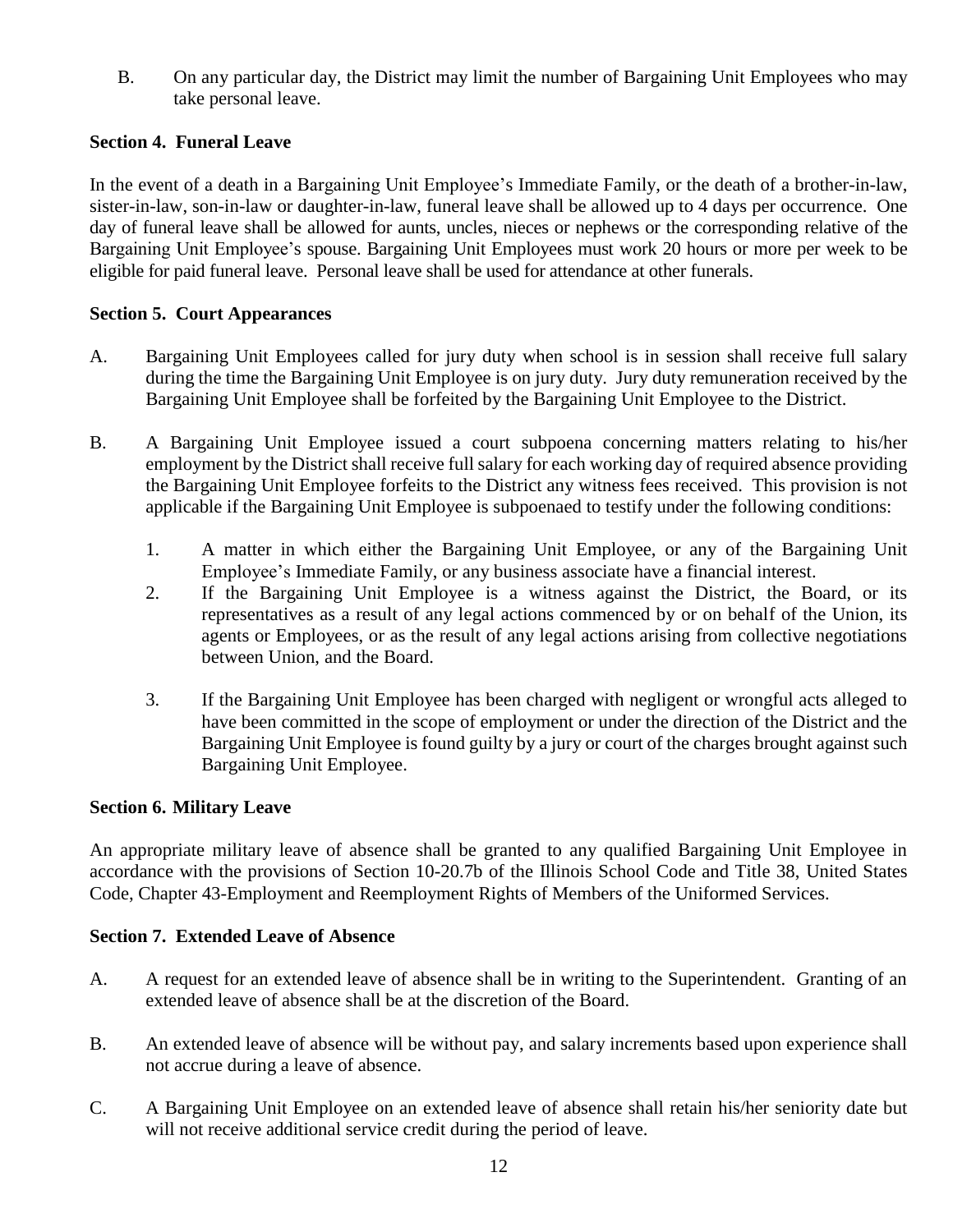B. On any particular day, the District may limit the number of Bargaining Unit Employees who may take personal leave.

### Section 4. Funeral Leave

In the event of a death in a Bargaining Unit Employee's Immediate Family, or the death of a brother-in-law, sister-in-law, son-in-law or daughter-in-law, funeral leave shall be allowed up to 4 days per occurrence. One day of funeral leave shall be allowed for aunts, uncles, nieces or nephews or the corresponding relative of the Bargaining Unit Employee's spouse. Bargaining Unit Employees must work 20 hours or more per week to be eligible for paid funeral leave. Personal leave shall be used for attendance at other funerals.

### Section 5. Court Appearances

A. Bargaining Unit Employees called for jury duty when school is in session shall receive full salary during the time the Bargaining Unit Employee is on jury duty. Jury duty remuneration received by the Bargaining Unit Employee shall be forfeited by the Bargaining Unit Employee to the District.

B. A Bargaining Unit Employee issued a court subpoena concerning matters relating to his/her employment by the District shall receive full salary for each working day of required absence providing the Bargaining Unit Employee forfeits to the District any witness fees received. This provision is not applicable if the Bargaining Unit Employee is subpoenaed to testify under the following conditions:

   1. A matter in which either the Bargaining Unit Employee, or any of the Bargaining Unit Employee's Immediate Family, or any business associate have a financial interest.
   2. If the Bargaining Unit Employee is a witness against the District, the Board, or its representatives as a result of any legal actions commenced by or on behalf of the Union, its agents or Employees, or as the result of any legal actions arising from collective negotiations between Union, and the Board.
   3. If the Bargaining Unit Employee has been charged with negligent or wrongful acts alleged to have been committed in the scope of employment or under the direction of the District and the Bargaining Unit Employee is found guilty by a jury or court of the charges brought against such Bargaining Unit Employee.

### Section 6. Military Leave

An appropriate military leave of absence shall be granted to any qualified Bargaining Unit Employee in accordance with the provisions of Section 10-20.7b of the Illinois School Code and Title 38, United States Code, Chapter 43-Employment and Reemployment Rights of Members of the Uniformed Services.

### Section 7. Extended Leave of Absence

A. A request for an extended leave of absence shall be in writing to the Superintendent. Granting of an extended leave of absence shall be at the discretion of the Board.

B. An extended leave of absence will be without pay, and salary increments based upon experience shall not accrue during a leave of absence.

C. A Bargaining Unit Employee on an extended leave of absence shall retain his/her seniority date but will not receive additional service credit during the period of leave.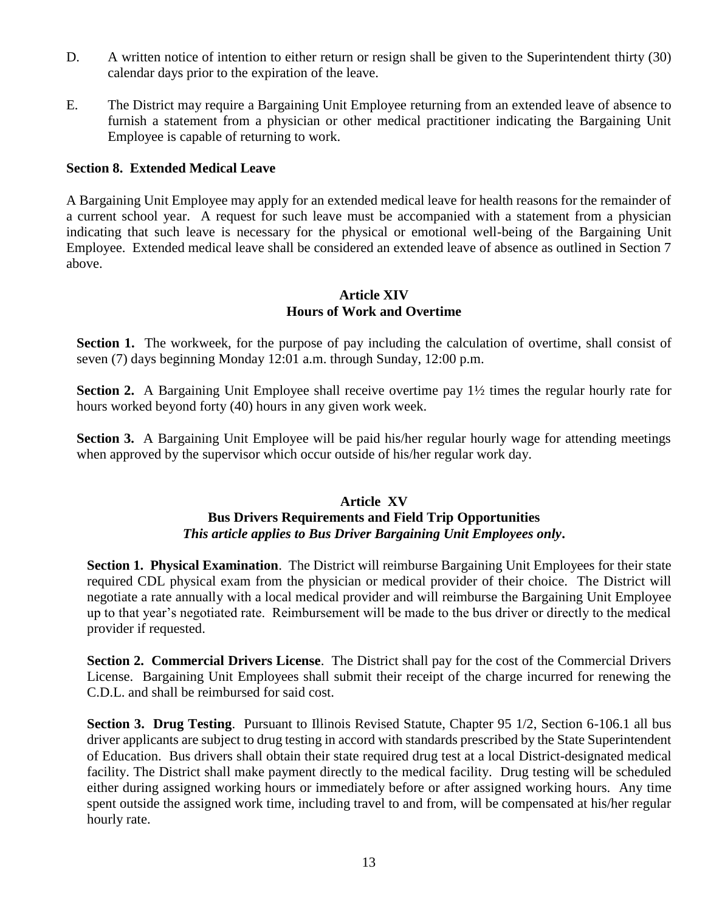D. A written notice of intention to either return or resign shall be given to the Superintendent thirty (30) calendar days prior to the expiration of the leave.

E. The District may require a Bargaining Unit Employee returning from an extended leave of absence to furnish a statement from a physician or other medical practitioner indicating the Bargaining Unit Employee is capable of returning to work.

**Section 8. Extended Medical Leave**

A Bargaining Unit Employee may apply for an extended medical leave for health reasons for the remainder of a current school year. A request for such leave must be accompanied with a statement from a physician indicating that such leave is necessary for the physical or emotional well-being of the Bargaining Unit Employee. Extended medical leave shall be considered an extended leave of absence as outlined in Section 7 above.

## Article XIV
## Hours of Work and Overtime

**Section 1.** The workweek, for the purpose of pay including the calculation of overtime, shall consist of seven (7) days beginning Monday 12:01 a.m. through Sunday, 12:00 p.m.

**Section 2.** A Bargaining Unit Employee shall receive overtime pay 1½ times the regular hourly rate for hours worked beyond forty (40) hours in any given work week.

**Section 3.** A Bargaining Unit Employee will be paid his/her regular hourly wage for attending meetings when approved by the supervisor which occur outside of his/her regular work day.

## Article XV
## Bus Drivers Requirements and Field Trip Opportunities
***This article applies to Bus Driver Bargaining Unit Employees only.***

**Section 1. Physical Examination**. The District will reimburse Bargaining Unit Employees for their state required CDL physical exam from the physician or medical provider of their choice. The District will negotiate a rate annually with a local medical provider and will reimburse the Bargaining Unit Employee up to that year's negotiated rate. Reimbursement will be made to the bus driver or directly to the medical provider if requested.

**Section 2. Commercial Drivers License**. The District shall pay for the cost of the Commercial Drivers License. Bargaining Unit Employees shall submit their receipt of the charge incurred for renewing the C.D.L. and shall be reimbursed for said cost.

**Section 3. Drug Testing**. Pursuant to Illinois Revised Statute, Chapter 95 1/2, Section 6-106.1 all bus driver applicants are subject to drug testing in accord with standards prescribed by the State Superintendent of Education. Bus drivers shall obtain their state required drug test at a local District-designated medical facility. The District shall make payment directly to the medical facility. Drug testing will be scheduled either during assigned working hours or immediately before or after assigned working hours. Any time spent outside the assigned work time, including travel to and from, will be compensated at his/her regular hourly rate.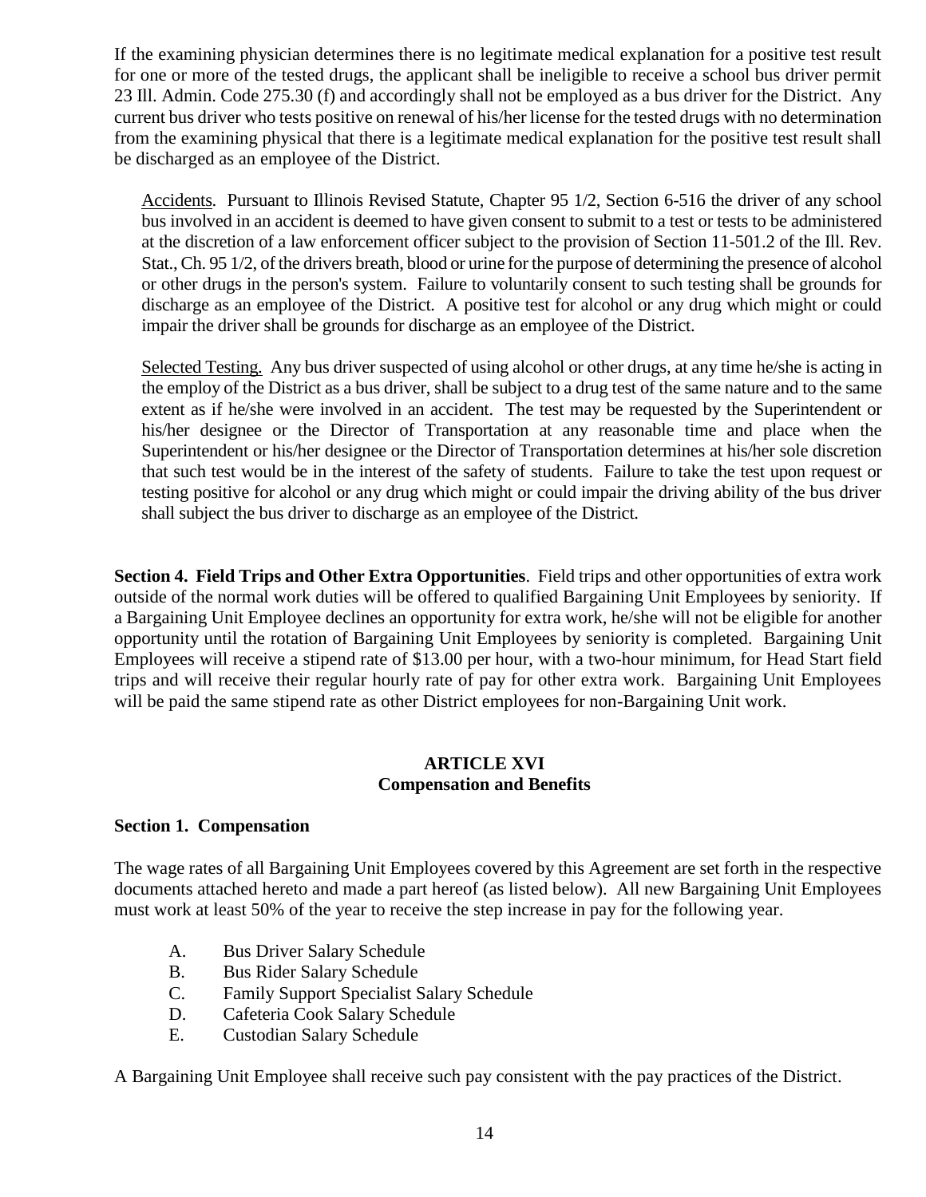If the examining physician determines there is no legitimate medical explanation for a positive test result for one or more of the tested drugs, the applicant shall be ineligible to receive a school bus driver permit 23 Ill. Admin. Code 275.30 (f) and accordingly shall not be employed as a bus driver for the District. Any current bus driver who tests positive on renewal of his/her license for the tested drugs with no determination from the examining physical that there is a legitimate medical explanation for the positive test result shall be discharged as an employee of the District.

<u>Accidents</u>. Pursuant to Illinois Revised Statute, Chapter 95 1/2, Section 6-516 the driver of any school bus involved in an accident is deemed to have given consent to submit to a test or tests to be administered at the discretion of a law enforcement officer subject to the provision of Section 11-501.2 of the Ill. Rev. Stat., Ch. 95 1/2, of the drivers breath, blood or urine for the purpose of determining the presence of alcohol or other drugs in the person's system. Failure to voluntarily consent to such testing shall be grounds for discharge as an employee of the District. A positive test for alcohol or any drug which might or could impair the driver shall be grounds for discharge as an employee of the District.

<u>Selected Testing.</u> Any bus driver suspected of using alcohol or other drugs, at any time he/she is acting in the employ of the District as a bus driver, shall be subject to a drug test of the same nature and to the same extent as if he/she were involved in an accident. The test may be requested by the Superintendent or his/her designee or the Director of Transportation at any reasonable time and place when the Superintendent or his/her designee or the Director of Transportation determines at his/her sole discretion that such test would be in the interest of the safety of students. Failure to take the test upon request or testing positive for alcohol or any drug which might or could impair the driving ability of the bus driver shall subject the bus driver to discharge as an employee of the District.

**Section 4. Field Trips and Other Extra Opportunities**. Field trips and other opportunities of extra work outside of the normal work duties will be offered to qualified Bargaining Unit Employees by seniority. If a Bargaining Unit Employee declines an opportunity for extra work, he/she will not be eligible for another opportunity until the rotation of Bargaining Unit Employees by seniority is completed. Bargaining Unit Employees will receive a stipend rate of $13.00 per hour, with a two-hour minimum, for Head Start field trips and will receive their regular hourly rate of pay for other extra work. Bargaining Unit Employees will be paid the same stipend rate as other District employees for non-Bargaining Unit work.

## ARTICLE XVI
## Compensation and Benefits

**Section 1. Compensation**

The wage rates of all Bargaining Unit Employees covered by this Agreement are set forth in the respective documents attached hereto and made a part hereof (as listed below). All new Bargaining Unit Employees must work at least 50% of the year to receive the step increase in pay for the following year.

A. Bus Driver Salary Schedule
B. Bus Rider Salary Schedule
C. Family Support Specialist Salary Schedule
D. Cafeteria Cook Salary Schedule
E. Custodian Salary Schedule

A Bargaining Unit Employee shall receive such pay consistent with the pay practices of the District.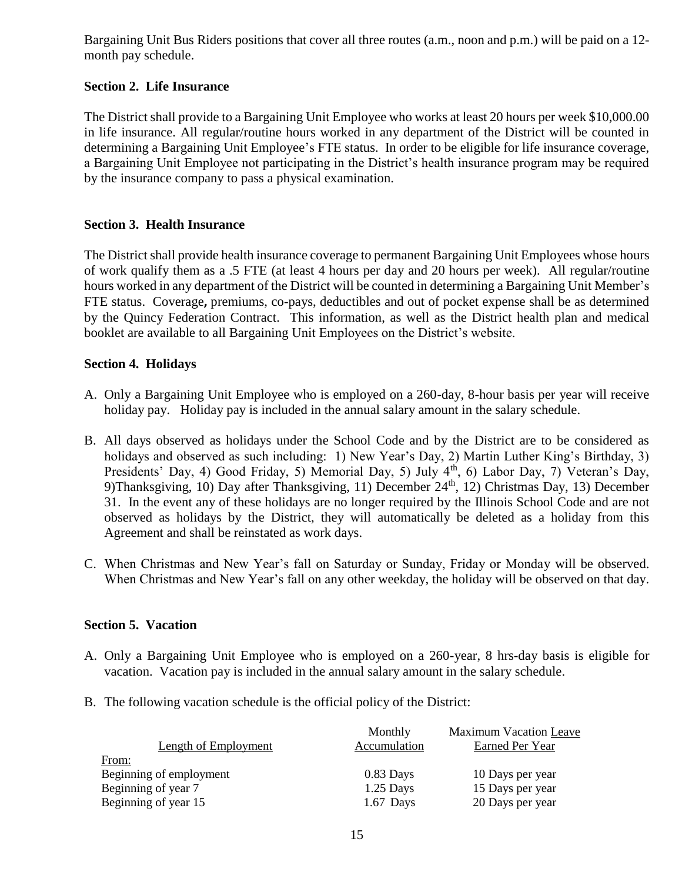Bargaining Unit Bus Riders positions that cover all three routes (a.m., noon and p.m.) will be paid on a 12-month pay schedule.

### Section 2. Life Insurance

The District shall provide to a Bargaining Unit Employee who works at least 20 hours per week $10,000.00 in life insurance. All regular/routine hours worked in any department of the District will be counted in determining a Bargaining Unit Employee's FTE status. In order to be eligible for life insurance coverage, a Bargaining Unit Employee not participating in the District's health insurance program may be required by the insurance company to pass a physical examination.

### Section 3. Health Insurance

The District shall provide health insurance coverage to permanent Bargaining Unit Employees whose hours of work qualify them as a .5 FTE (at least 4 hours per day and 20 hours per week). All regular/routine hours worked in any department of the District will be counted in determining a Bargaining Unit Member's FTE status. Coverage**,** premiums, co-pays, deductibles and out of pocket expense shall be as determined by the Quincy Federation Contract. This information, as well as the District health plan and medical booklet are available to all Bargaining Unit Employees on the District's website.

### Section 4. Holidays

A. Only a Bargaining Unit Employee who is employed on a 260-day, 8-hour basis per year will receive holiday pay. Holiday pay is included in the annual salary amount in the salary schedule.

B. All days observed as holidays under the School Code and by the District are to be considered as holidays and observed as such including: 1) New Year's Day, 2) Martin Luther King's Birthday, 3) Presidents' Day, 4) Good Friday, 5) Memorial Day, 5) July 4th, 6) Labor Day, 7) Veteran's Day, 9)Thanksgiving, 10) Day after Thanksgiving, 11) December 24th, 12) Christmas Day, 13) December 31. In the event any of these holidays are no longer required by the Illinois School Code and are not observed as holidays by the District, they will automatically be deleted as a holiday from this Agreement and shall be reinstated as work days.

C. When Christmas and New Year's fall on Saturday or Sunday, Friday or Monday will be observed. When Christmas and New Year's fall on any other weekday, the holiday will be observed on that day.

### Section 5. Vacation

A. Only a Bargaining Unit Employee who is employed on a 260-year, 8 hrs-day basis is eligible for vacation. Vacation pay is included in the annual salary amount in the salary schedule.

B. The following vacation schedule is the official policy of the District:

| Length of Employment | Monthly Accumulation | Maximum Vacation Leave Earned Per Year |
|---|---|---|
| From: | | |
| Beginning of employment | 0.83 Days | 10 Days per year |
| Beginning of year 7 | 1.25 Days | 15 Days per year |
| Beginning of year 15 | 1.67 Days | 20 Days per year |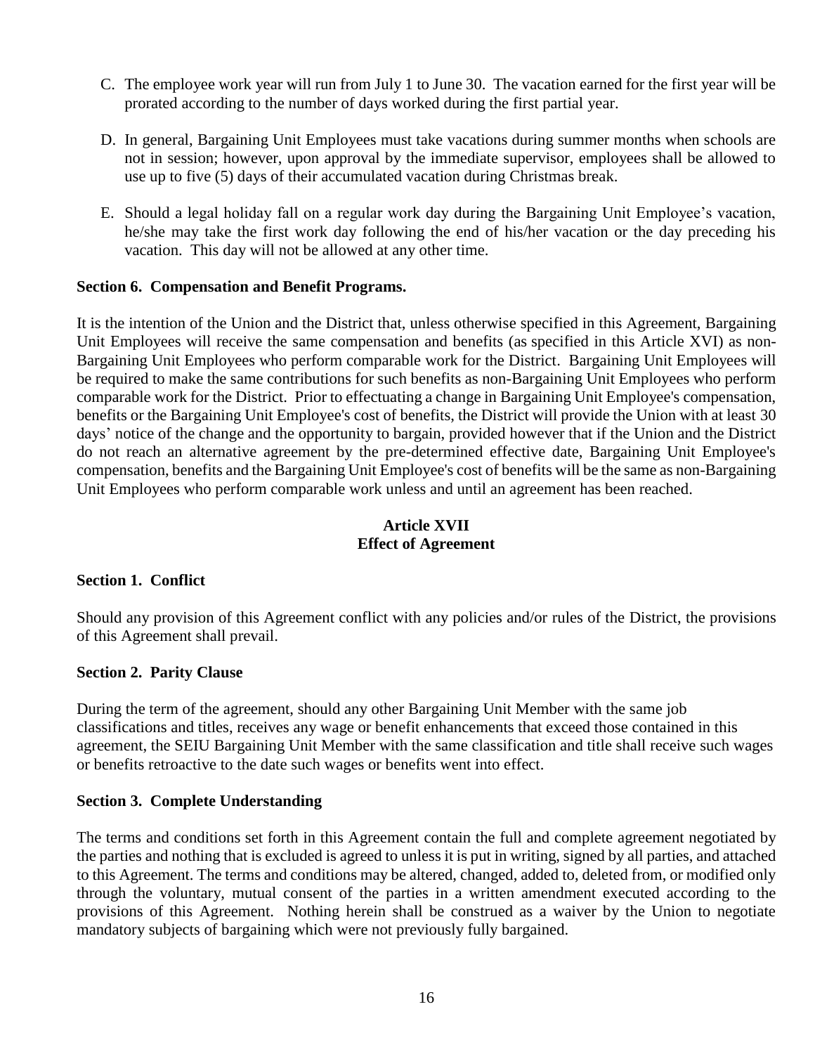C. The employee work year will run from July 1 to June 30. The vacation earned for the first year will be prorated according to the number of days worked during the first partial year.

D. In general, Bargaining Unit Employees must take vacations during summer months when schools are not in session; however, upon approval by the immediate supervisor, employees shall be allowed to use up to five (5) days of their accumulated vacation during Christmas break.

E. Should a legal holiday fall on a regular work day during the Bargaining Unit Employee's vacation, he/she may take the first work day following the end of his/her vacation or the day preceding his vacation. This day will not be allowed at any other time.

**Section 6. Compensation and Benefit Programs.**

It is the intention of the Union and the District that, unless otherwise specified in this Agreement, Bargaining Unit Employees will receive the same compensation and benefits (as specified in this Article XVI) as non-Bargaining Unit Employees who perform comparable work for the District. Bargaining Unit Employees will be required to make the same contributions for such benefits as non-Bargaining Unit Employees who perform comparable work for the District. Prior to effectuating a change in Bargaining Unit Employee's compensation, benefits or the Bargaining Unit Employee's cost of benefits, the District will provide the Union with at least 30 days' notice of the change and the opportunity to bargain, provided however that if the Union and the District do not reach an alternative agreement by the pre-determined effective date, Bargaining Unit Employee's compensation, benefits and the Bargaining Unit Employee's cost of benefits will be the same as non-Bargaining Unit Employees who perform comparable work unless and until an agreement has been reached.

## Article XVII
## Effect of Agreement

**Section 1. Conflict**

Should any provision of this Agreement conflict with any policies and/or rules of the District, the provisions of this Agreement shall prevail.

**Section 2. Parity Clause**

During the term of the agreement, should any other Bargaining Unit Member with the same job classifications and titles, receives any wage or benefit enhancements that exceed those contained in this agreement, the SEIU Bargaining Unit Member with the same classification and title shall receive such wages or benefits retroactive to the date such wages or benefits went into effect.

**Section 3. Complete Understanding**

The terms and conditions set forth in this Agreement contain the full and complete agreement negotiated by the parties and nothing that is excluded is agreed to unless it is put in writing, signed by all parties, and attached to this Agreement. The terms and conditions may be altered, changed, added to, deleted from, or modified only through the voluntary, mutual consent of the parties in a written amendment executed according to the provisions of this Agreement. Nothing herein shall be construed as a waiver by the Union to negotiate mandatory subjects of bargaining which were not previously fully bargained.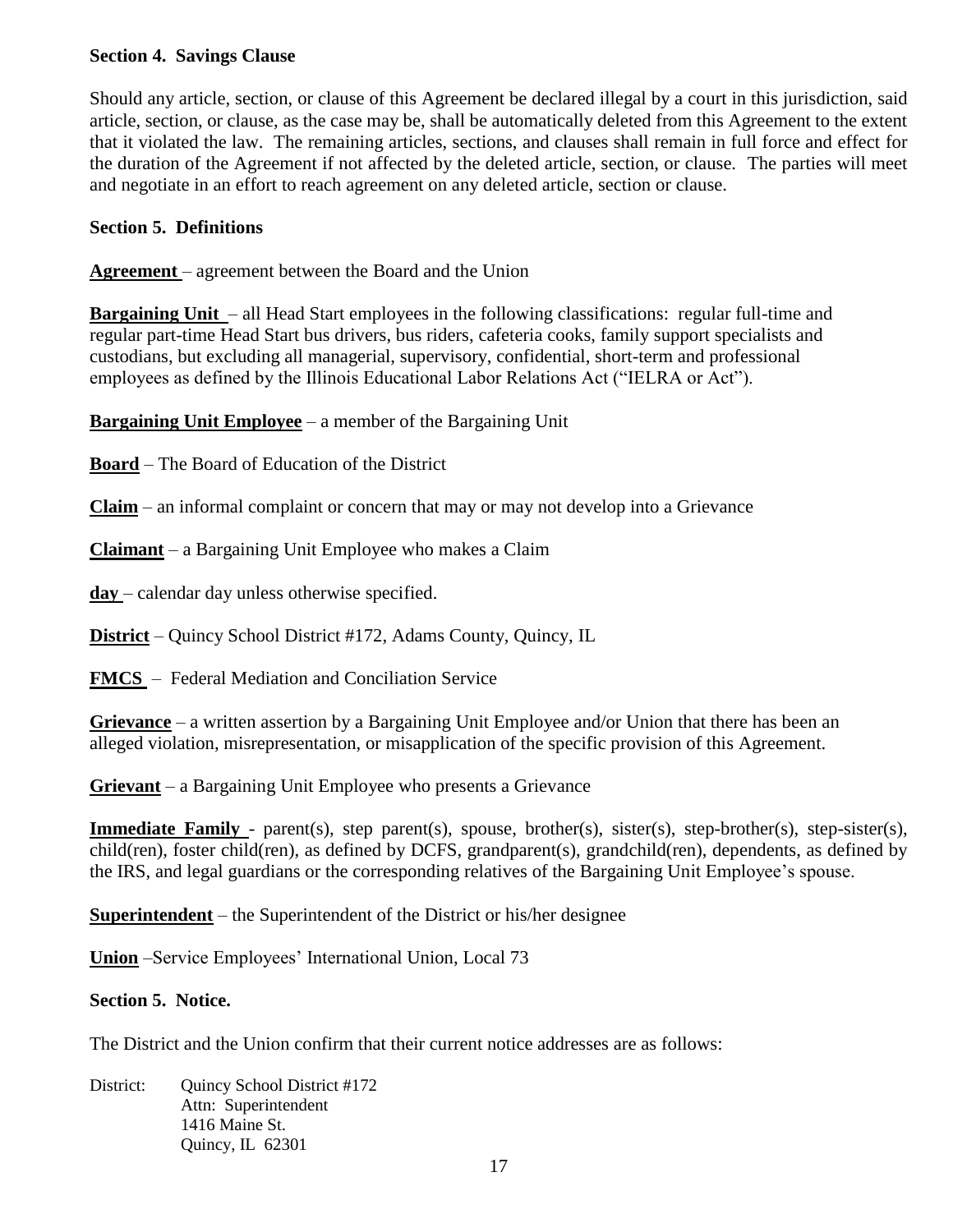**Section 4. Savings Clause**

Should any article, section, or clause of this Agreement be declared illegal by a court in this jurisdiction, said article, section, or clause, as the case may be, shall be automatically deleted from this Agreement to the extent that it violated the law. The remaining articles, sections, and clauses shall remain in full force and effect for the duration of the Agreement if not affected by the deleted article, section, or clause. The parties will meet and negotiate in an effort to reach agreement on any deleted article, section or clause.

**Section 5. Definitions**

**Agreement** – agreement between the Board and the Union

**Bargaining Unit** – all Head Start employees in the following classifications: regular full-time and regular part-time Head Start bus drivers, bus riders, cafeteria cooks, family support specialists and custodians, but excluding all managerial, supervisory, confidential, short-term and professional employees as defined by the Illinois Educational Labor Relations Act ("IELRA or Act").

**Bargaining Unit Employee** – a member of the Bargaining Unit

**Board** – The Board of Education of the District

**Claim** – an informal complaint or concern that may or may not develop into a Grievance

**Claimant** – a Bargaining Unit Employee who makes a Claim

**day** – calendar day unless otherwise specified.

**District** – Quincy School District #172, Adams County, Quincy, IL

**FMCS** – Federal Mediation and Conciliation Service

**Grievance** – a written assertion by a Bargaining Unit Employee and/or Union that there has been an alleged violation, misrepresentation, or misapplication of the specific provision of this Agreement.

**Grievant** – a Bargaining Unit Employee who presents a Grievance

**Immediate Family** - parent(s), step parent(s), spouse, brother(s), sister(s), step-brother(s), step-sister(s), child(ren), foster child(ren), as defined by DCFS, grandparent(s), grandchild(ren), dependents, as defined by the IRS, and legal guardians or the corresponding relatives of the Bargaining Unit Employee's spouse.

**Superintendent** – the Superintendent of the District or his/her designee

**Union** –Service Employees' International Union, Local 73

**Section 5. Notice.**

The District and the Union confirm that their current notice addresses are as follows:

District: Quincy School District #172
Attn: Superintendent
1416 Maine St.
Quincy, IL 62301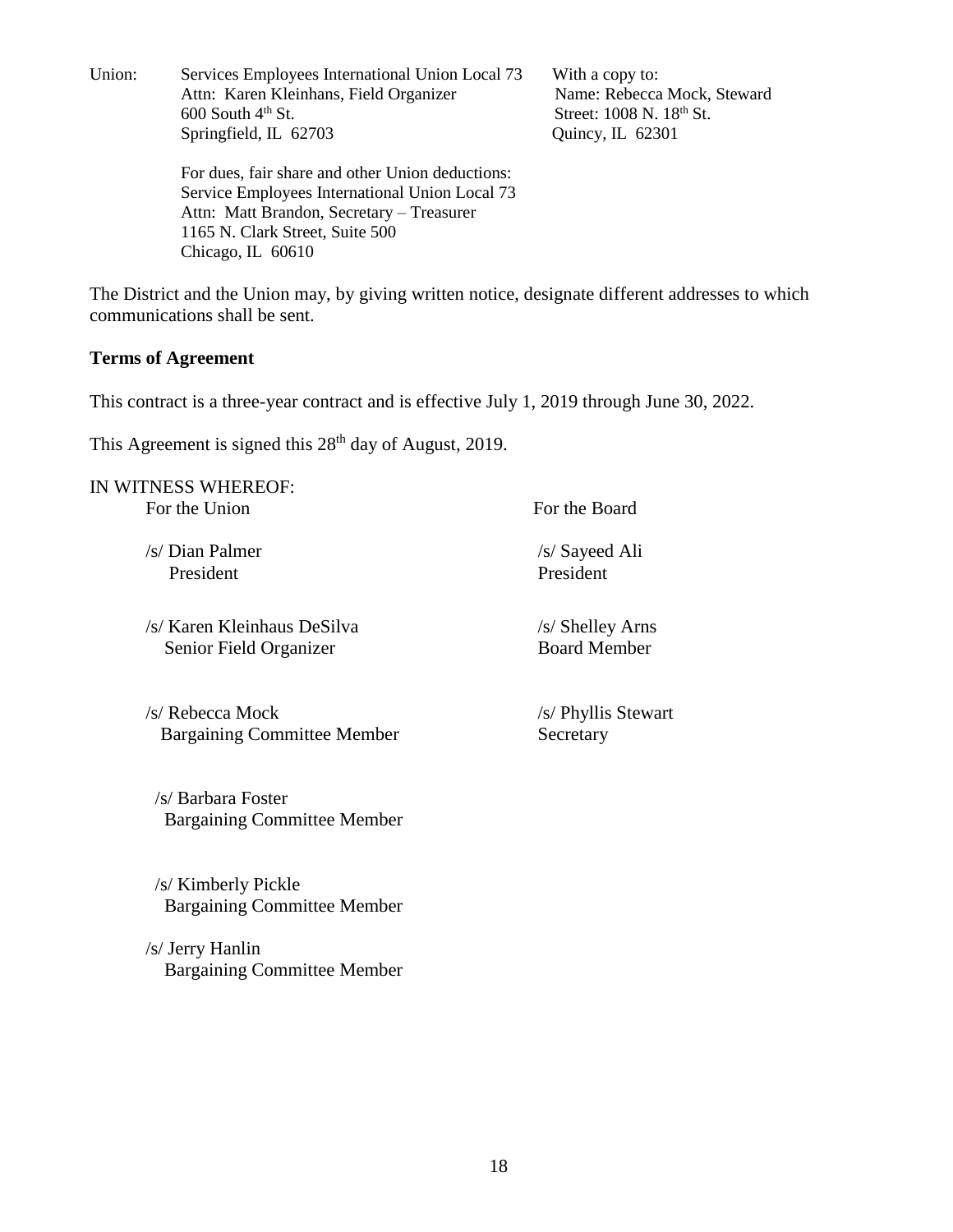Union: Services Employees International Union Local 73
Attn: Karen Kleinhans, Field Organizer
600 South 4th St.
Springfield, IL 62703

With a copy to:
Name: Rebecca Mock, Steward
Street: 1008 N. 18th St.
Quincy, IL 62301

For dues, fair share and other Union deductions:
Service Employees International Union Local 73
Attn: Matt Brandon, Secretary – Treasurer
1165 N. Clark Street, Suite 500
Chicago, IL 60610

The District and the Union may, by giving written notice, designate different addresses to which communications shall be sent.

**Terms of Agreement**

This contract is a three-year contract and is effective July 1, 2019 through June 30, 2022.

This Agreement is signed this 28th day of August, 2019.

IN WITNESS WHEREOF:

| For the Union | For the Board |
|---|---|
| /s/ Dian Palmer<br>President | /s/ Sayeed Ali<br>President |
| /s/ Karen Kleinhaus DeSilva<br>Senior Field Organizer | /s/ Shelley Arns<br>Board Member |
| /s/ Rebecca Mock<br>Bargaining Committee Member | /s/ Phyllis Stewart<br>Secretary |
| /s/ Barbara Foster<br>Bargaining Committee Member | |
| /s/ Kimberly Pickle<br>Bargaining Committee Member | |
| /s/ Jerry Hanlin<br>Bargaining Committee Member | |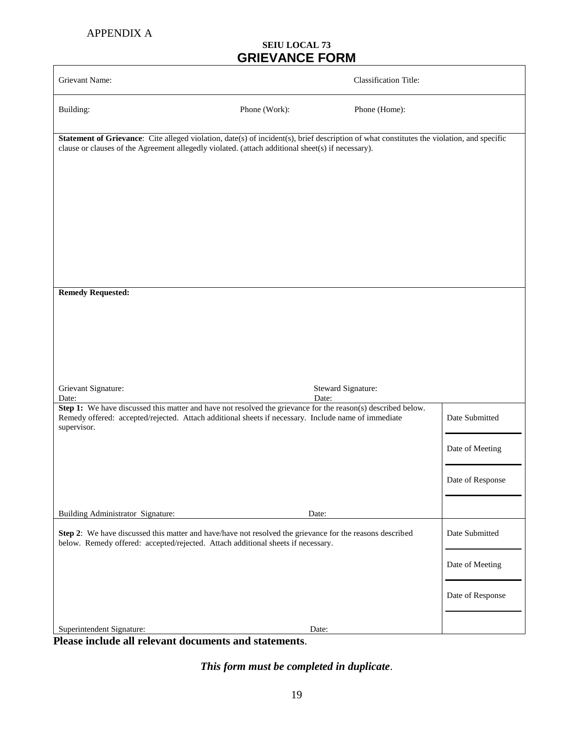APPENDIX A

**SEIU LOCAL 73**

# GRIEVANCE FORM

| | | |
|---|---|---|
| Grievant Name: | | Classification Title: |
| Building: | Phone (Work): | Phone (Home): |

**Statement of Grievance**: Cite alleged violation, date(s) of incident(s), brief description of what constitutes the violation, and specific clause or clauses of the Agreement allegedly violated. (attach additional sheet(s) if necessary).

**Remedy Requested:**

Grievant Signature: Steward Signature:

Date: Date:

| | |
|---|---|
| **Step 1:** We have discussed this matter and have not resolved the grievance for the reason(s) described below. Remedy offered: accepted/rejected. Attach additional sheets if necessary. Include name of immediate supervisor. | Date Submitted |
| | Date of Meeting |
| | Date of Response |
| Building Administrator Signature: Date: | |

| | |
|---|---|
| **Step 2**: We have discussed this matter and have/have not resolved the grievance for the reasons described below. Remedy offered: accepted/rejected. Attach additional sheets if necessary. | Date Submitted |
| | Date of Meeting |
| | Date of Response |
| Superintendent Signature: Date: | |

**Please include all relevant documents and statements**.

***This form must be completed in duplicate***.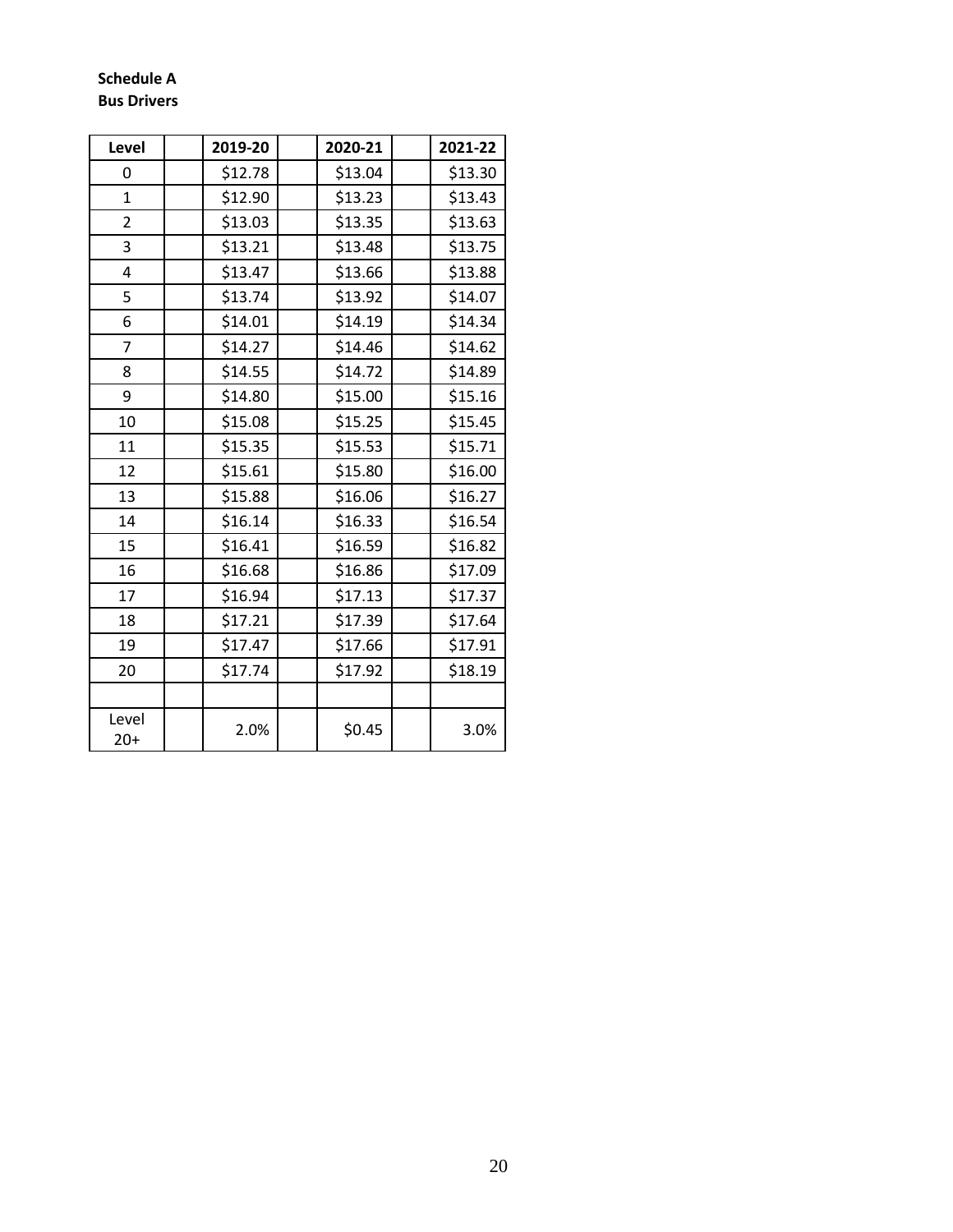**Schedule A**
**Bus Drivers**

| Level | | 2019-20 | | 2020-21 | | 2021-22 |
|---|---|---|---|---|---|---|
| 0 | | $12.78 | | $13.04 | | $13.30 |
| 1 | | $12.90 | | $13.23 | | $13.43 |
| 2 | | $13.03 | | $13.35 | | $13.63 |
| 3 | | $13.21 | | $13.48 | | $13.75 |
| 4 | | $13.47 | | $13.66 | | $13.88 |
| 5 | | $13.74 | | $13.92 | | $14.07 |
| 6 | | $14.01 | | $14.19 | | $14.34 |
| 7 | | $14.27 | | $14.46 | | $14.62 |
| 8 | | $14.55 | | $14.72 | | $14.89 |
| 9 | | $14.80 | | $15.00 | | $15.16 |
| 10 | | $15.08 | | $15.25 | | $15.45 |
| 11 | | $15.35 | | $15.53 | | $15.71 |
| 12 | | $15.61 | | $15.80 | | $16.00 |
| 13 | | $15.88 | | $16.06 | | $16.27 |
| 14 | | $16.14 | | $16.33 | | $16.54 |
| 15 | | $16.41 | | $16.59 | | $16.82 |
| 16 | | $16.68 | | $16.86 | | $17.09 |
| 17 | | $16.94 | | $17.13 | | $17.37 |
| 18 | | $17.21 | | $17.39 | | $17.64 |
| 19 | | $17.47 | | $17.66 | | $17.91 |
| 20 | | $17.74 | | $17.92 | | $18.19 |
| | | | | | | |
| Level 20+ | | 2.0% | | $0.45 | | 3.0% |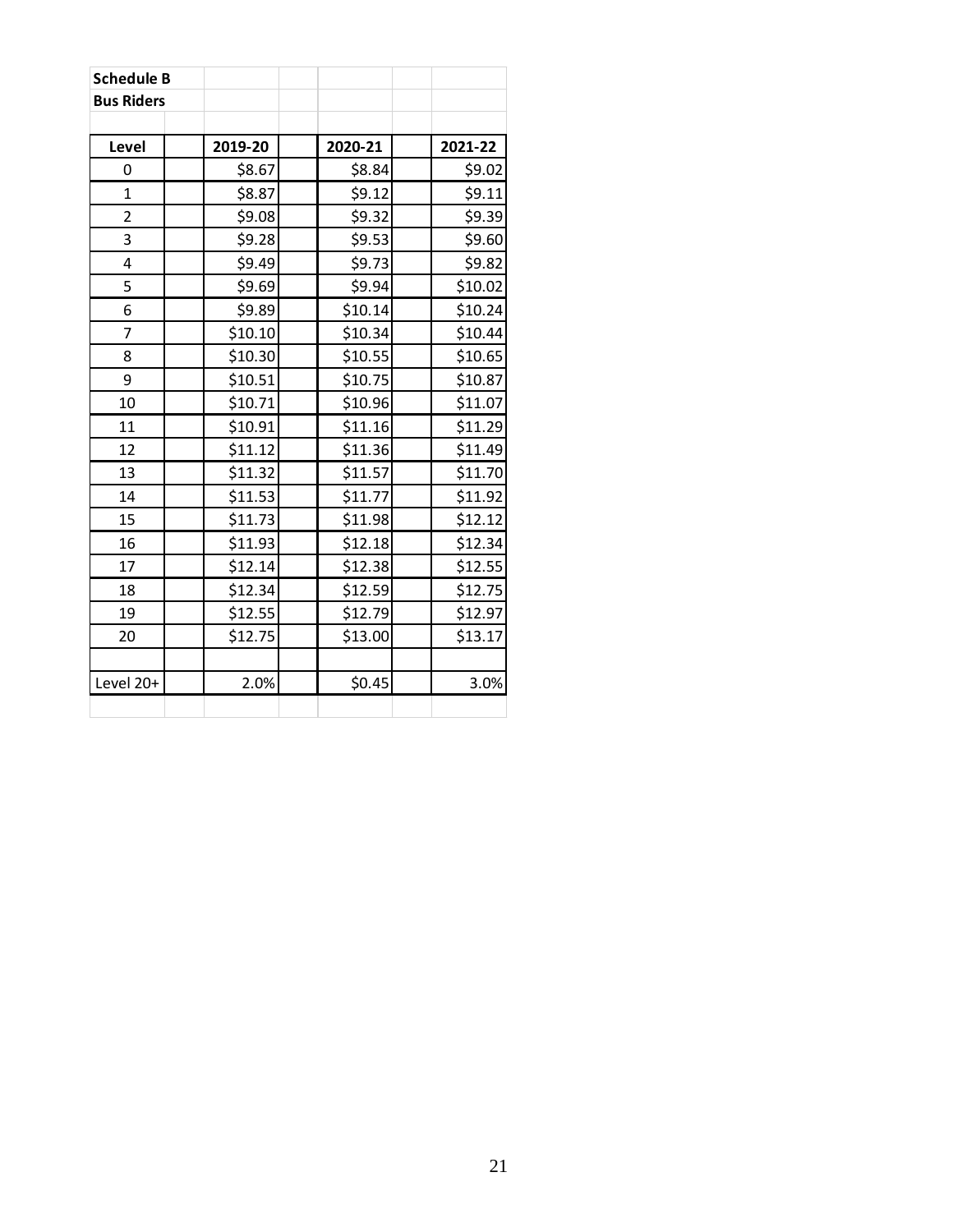**Schedule B**

**Bus Riders**

| Level | 2019-20 | 2020-21 | 2021-22 |
|---|---|---|---|
| 0 | $8.67 | $8.84 | $9.02 |
| 1 | $8.87 | $9.12 | $9.11 |
| 2 | $9.08 | $9.32 | $9.39 |
| 3 | $9.28 | $9.53 | $9.60 |
| 4 | $9.49 | $9.73 | $9.82 |
| 5 | $9.69 | $9.94 | $10.02 |
| 6 | $9.89 | $10.14 | $10.24 |
| 7 | $10.10 | $10.34 | $10.44 |
| 8 | $10.30 | $10.55 | $10.65 |
| 9 | $10.51 | $10.75 | $10.87 |
| 10 | $10.71 | $10.96 | $11.07 |
| 11 | $10.91 | $11.16 | $11.29 |
| 12 | $11.12 | $11.36 | $11.49 |
| 13 | $11.32 | $11.57 | $11.70 |
| 14 | $11.53 | $11.77 | $11.92 |
| 15 | $11.73 | $11.98 | $12.12 |
| 16 | $11.93 | $12.18 | $12.34 |
| 17 | $12.14 | $12.38 | $12.55 |
| 18 | $12.34 | $12.59 | $12.75 |
| 19 | $12.55 | $12.79 | $12.97 |
| 20 | $12.75 | $13.00 | $13.17 |
| | | | |
| Level 20+ | 2.0% | $0.45 | 3.0% |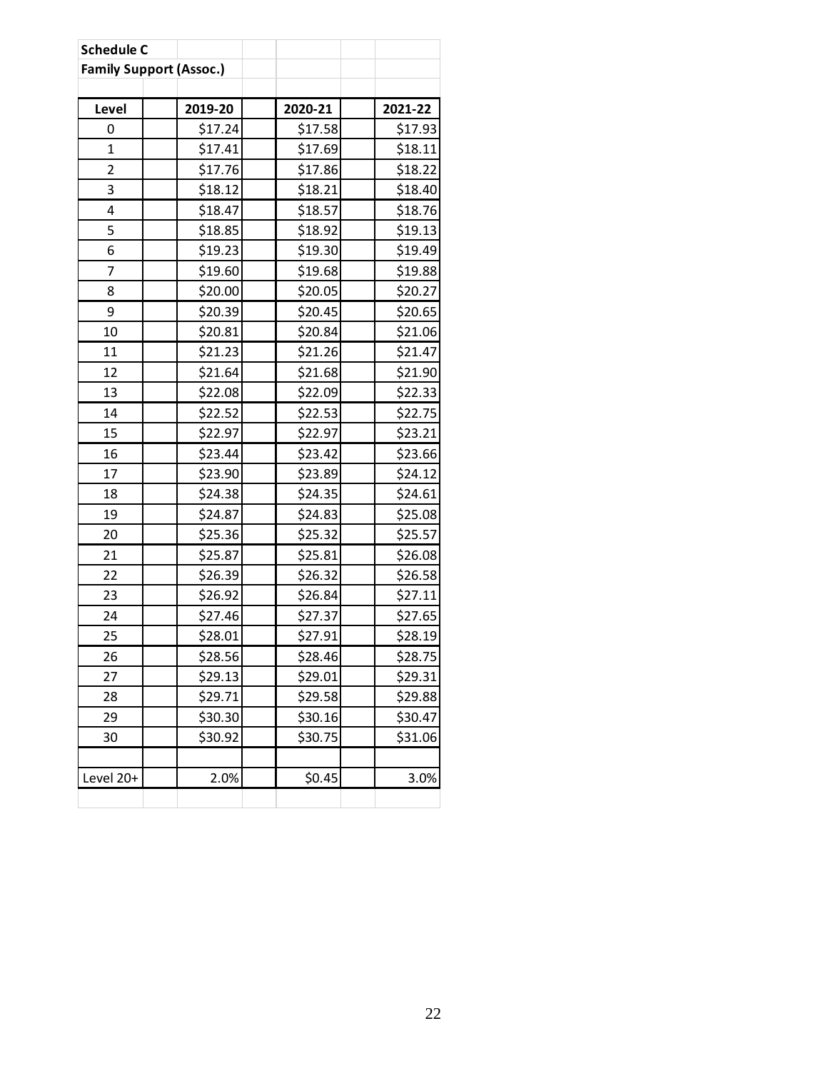**Schedule C**

**Family Support (Assoc.)**

| Level | 2019-20 | 2020-21 | 2021-22 |
|---|---|---|---|
| 0 | $17.24 | $17.58 | $17.93 |
| 1 | $17.41 | $17.69 | $18.11 |
| 2 | $17.76 | $17.86 | $18.22 |
| 3 | $18.12 | $18.21 | $18.40 |
| 4 | $18.47 | $18.57 | $18.76 |
| 5 | $18.85 | $18.92 | $19.13 |
| 6 | $19.23 | $19.30 | $19.49 |
| 7 | $19.60 | $19.68 | $19.88 |
| 8 | $20.00 | $20.05 | $20.27 |
| 9 | $20.39 | $20.45 | $20.65 |
| 10 | $20.81 | $20.84 | $21.06 |
| 11 | $21.23 | $21.26 | $21.47 |
| 12 | $21.64 | $21.68 | $21.90 |
| 13 | $22.08 | $22.09 | $22.33 |
| 14 | $22.52 | $22.53 | $22.75 |
| 15 | $22.97 | $22.97 | $23.21 |
| 16 | $23.44 | $23.42 | $23.66 |
| 17 | $23.90 | $23.89 | $24.12 |
| 18 | $24.38 | $24.35 | $24.61 |
| 19 | $24.87 | $24.83 | $25.08 |
| 20 | $25.36 | $25.32 | $25.57 |
| 21 | $25.87 | $25.81 | $26.08 |
| 22 | $26.39 | $26.32 | $26.58 |
| 23 | $26.92 | $26.84 | $27.11 |
| 24 | $27.46 | $27.37 | $27.65 |
| 25 | $28.01 | $27.91 | $28.19 |
| 26 | $28.56 | $28.46 | $28.75 |
| 27 | $29.13 | $29.01 | $29.31 |
| 28 | $29.71 | $29.58 | $29.88 |
| 29 | $30.30 | $30.16 | $30.47 |
| 30 | $30.92 | $30.75 | $31.06 |
| | | | |
| Level 20+ | 2.0% | $0.45 | 3.0% |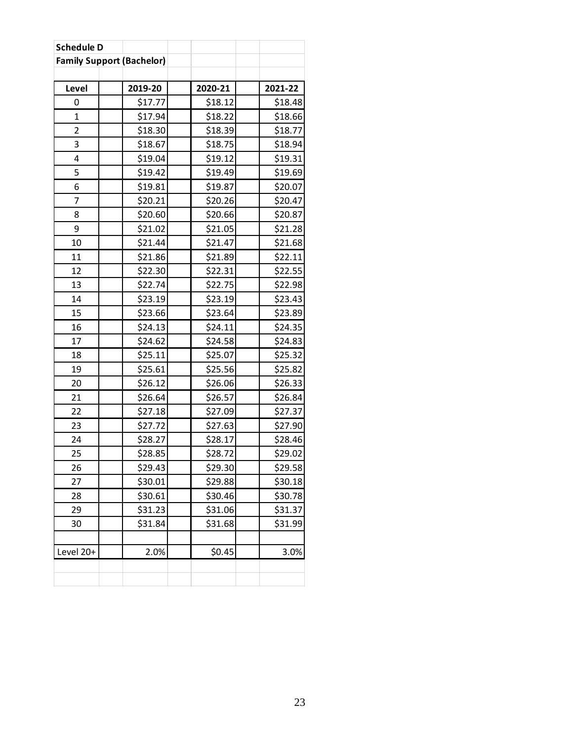**Schedule D**

**Family Support (Bachelor)**

| Level | 2019-20 | 2020-21 | 2021-22 |
|---|---|---|---|
| 0 | $17.77 | $18.12 | $18.48 |
| 1 | $17.94 | $18.22 | $18.66 |
| 2 | $18.30 | $18.39 | $18.77 |
| 3 | $18.67 | $18.75 | $18.94 |
| 4 | $19.04 | $19.12 | $19.31 |
| 5 | $19.42 | $19.49 | $19.69 |
| 6 | $19.81 | $19.87 | $20.07 |
| 7 | $20.21 | $20.26 | $20.47 |
| 8 | $20.60 | $20.66 | $20.87 |
| 9 | $21.02 | $21.05 | $21.28 |
| 10 | $21.44 | $21.47 | $21.68 |
| 11 | $21.86 | $21.89 | $22.11 |
| 12 | $22.30 | $22.31 | $22.55 |
| 13 | $22.74 | $22.75 | $22.98 |
| 14 | $23.19 | $23.19 | $23.43 |
| 15 | $23.66 | $23.64 | $23.89 |
| 16 | $24.13 | $24.11 | $24.35 |
| 17 | $24.62 | $24.58 | $24.83 |
| 18 | $25.11 | $25.07 | $25.32 |
| 19 | $25.61 | $25.56 | $25.82 |
| 20 | $26.12 | $26.06 | $26.33 |
| 21 | $26.64 | $26.57 | $26.84 |
| 22 | $27.18 | $27.09 | $27.37 |
| 23 | $27.72 | $27.63 | $27.90 |
| 24 | $28.27 | $28.17 | $28.46 |
| 25 | $28.85 | $28.72 | $29.02 |
| 26 | $29.43 | $29.30 | $29.58 |
| 27 | $30.01 | $29.88 | $30.18 |
| 28 | $30.61 | $30.46 | $30.78 |
| 29 | $31.23 | $31.06 | $31.37 |
| 30 | $31.84 | $31.68 | $31.99 |
| | | | |
| Level 20+ | 2.0% | $0.45 | 3.0% |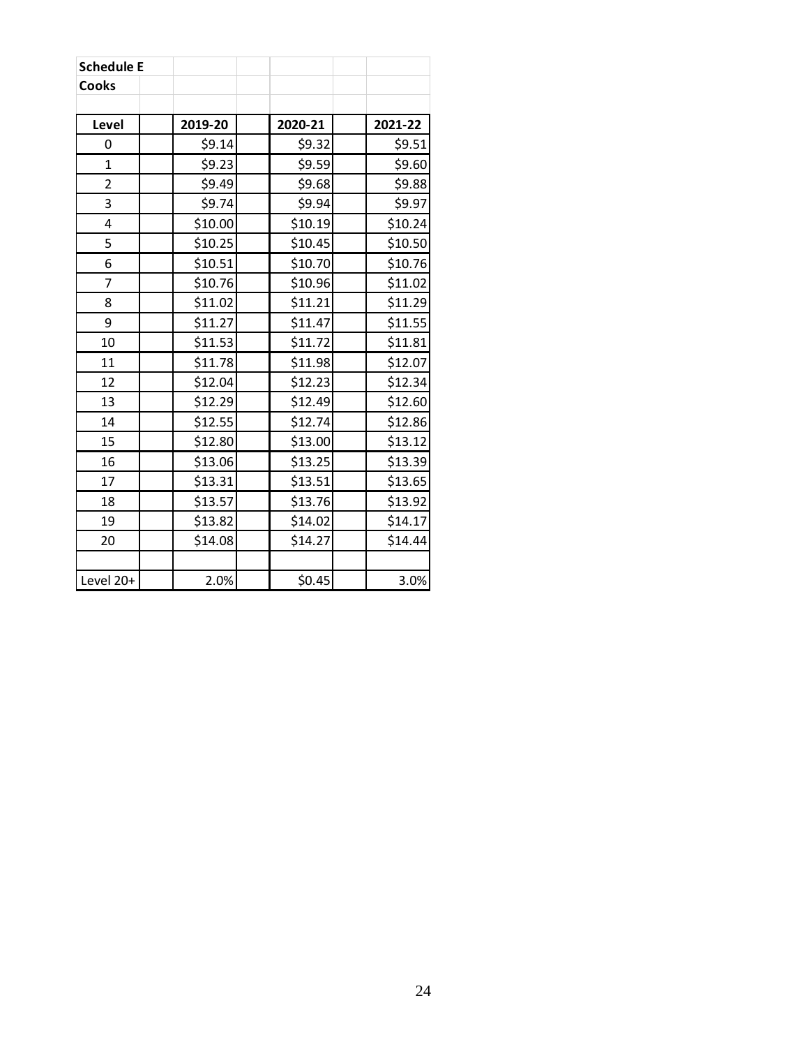**Schedule E**

**Cooks**

| Level | 2019-20 | 2020-21 | 2021-22 |
|---|---|---|---|
| 0 | $9.14 | $9.32 | $9.51 |
| 1 | $9.23 | $9.59 | $9.60 |
| 2 | $9.49 | $9.68 | $9.88 |
| 3 | $9.74 | $9.94 | $9.97 |
| 4 | $10.00 | $10.19 | $10.24 |
| 5 | $10.25 | $10.45 | $10.50 |
| 6 | $10.51 | $10.70 | $10.76 |
| 7 | $10.76 | $10.96 | $11.02 |
| 8 | $11.02 | $11.21 | $11.29 |
| 9 | $11.27 | $11.47 | $11.55 |
| 10 | $11.53 | $11.72 | $11.81 |
| 11 | $11.78 | $11.98 | $12.07 |
| 12 | $12.04 | $12.23 | $12.34 |
| 13 | $12.29 | $12.49 | $12.60 |
| 14 | $12.55 | $12.74 | $12.86 |
| 15 | $12.80 | $13.00 | $13.12 |
| 16 | $13.06 | $13.25 | $13.39 |
| 17 | $13.31 | $13.51 | $13.65 |
| 18 | $13.57 | $13.76 | $13.92 |
| 19 | $13.82 | $14.02 | $14.17 |
| 20 | $14.08 | $14.27 | $14.44 |
| | | | |
| Level 20+ | 2.0% | $0.45 | 3.0% |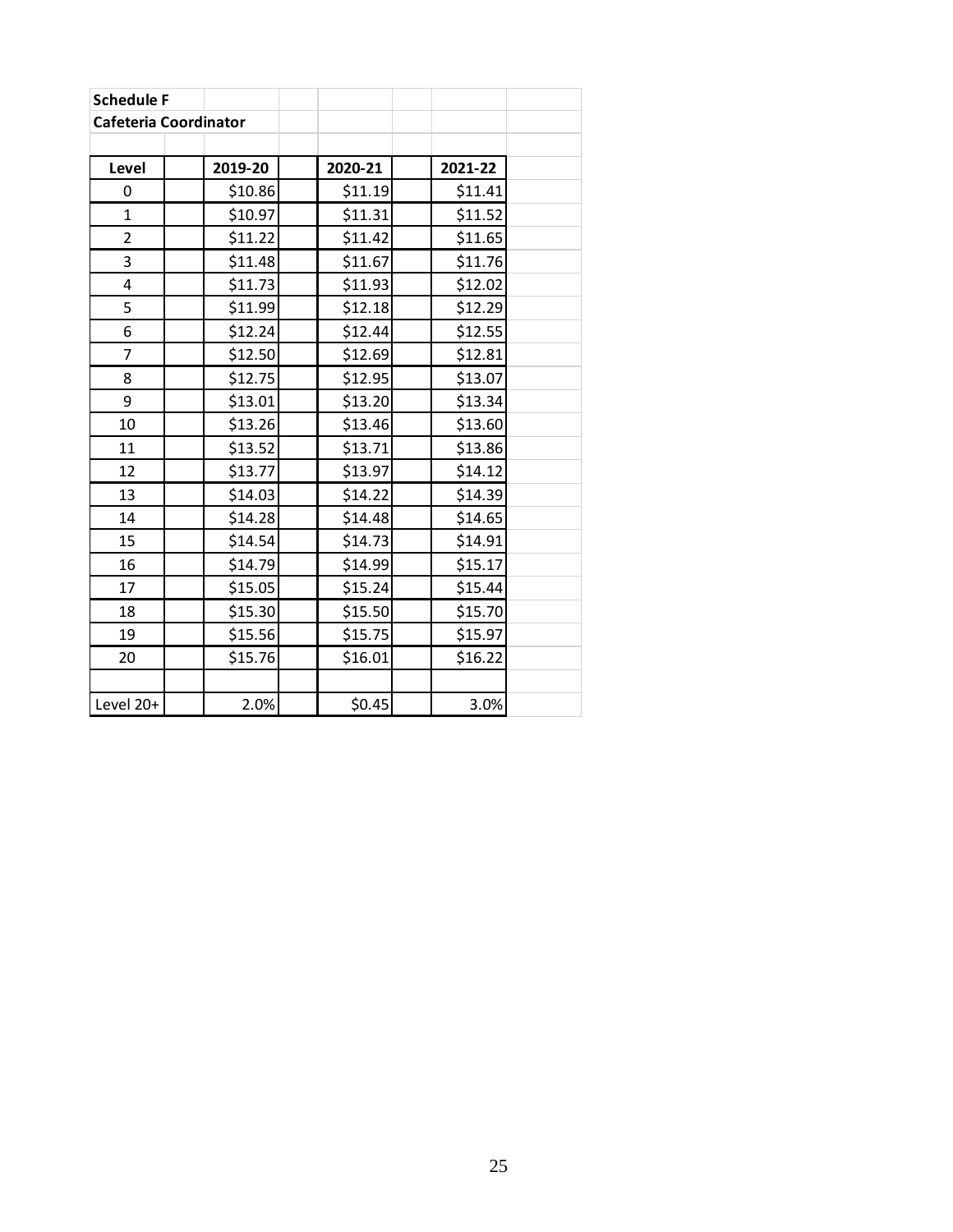**Schedule F**

**Cafeteria Coordinator**

| Level | 2019-20 | 2020-21 | 2021-22 |
|---|---|---|---|
| 0 | $10.86 | $11.19 | $11.41 |
| 1 | $10.97 | $11.31 | $11.52 |
| 2 | $11.22 | $11.42 | $11.65 |
| 3 | $11.48 | $11.67 | $11.76 |
| 4 | $11.73 | $11.93 | $12.02 |
| 5 | $11.99 | $12.18 | $12.29 |
| 6 | $12.24 | $12.44 | $12.55 |
| 7 | $12.50 | $12.69 | $12.81 |
| 8 | $12.75 | $12.95 | $13.07 |
| 9 | $13.01 | $13.20 | $13.34 |
| 10 | $13.26 | $13.46 | $13.60 |
| 11 | $13.52 | $13.71 | $13.86 |
| 12 | $13.77 | $13.97 | $14.12 |
| 13 | $14.03 | $14.22 | $14.39 |
| 14 | $14.28 | $14.48 | $14.65 |
| 15 | $14.54 | $14.73 | $14.91 |
| 16 | $14.79 | $14.99 | $15.17 |
| 17 | $15.05 | $15.24 | $15.44 |
| 18 | $15.30 | $15.50 | $15.70 |
| 19 | $15.56 | $15.75 | $15.97 |
| 20 | $15.76 | $16.01 | $16.22 |
| | | | |
| Level 20+ | 2.0% | $0.45 | 3.0% |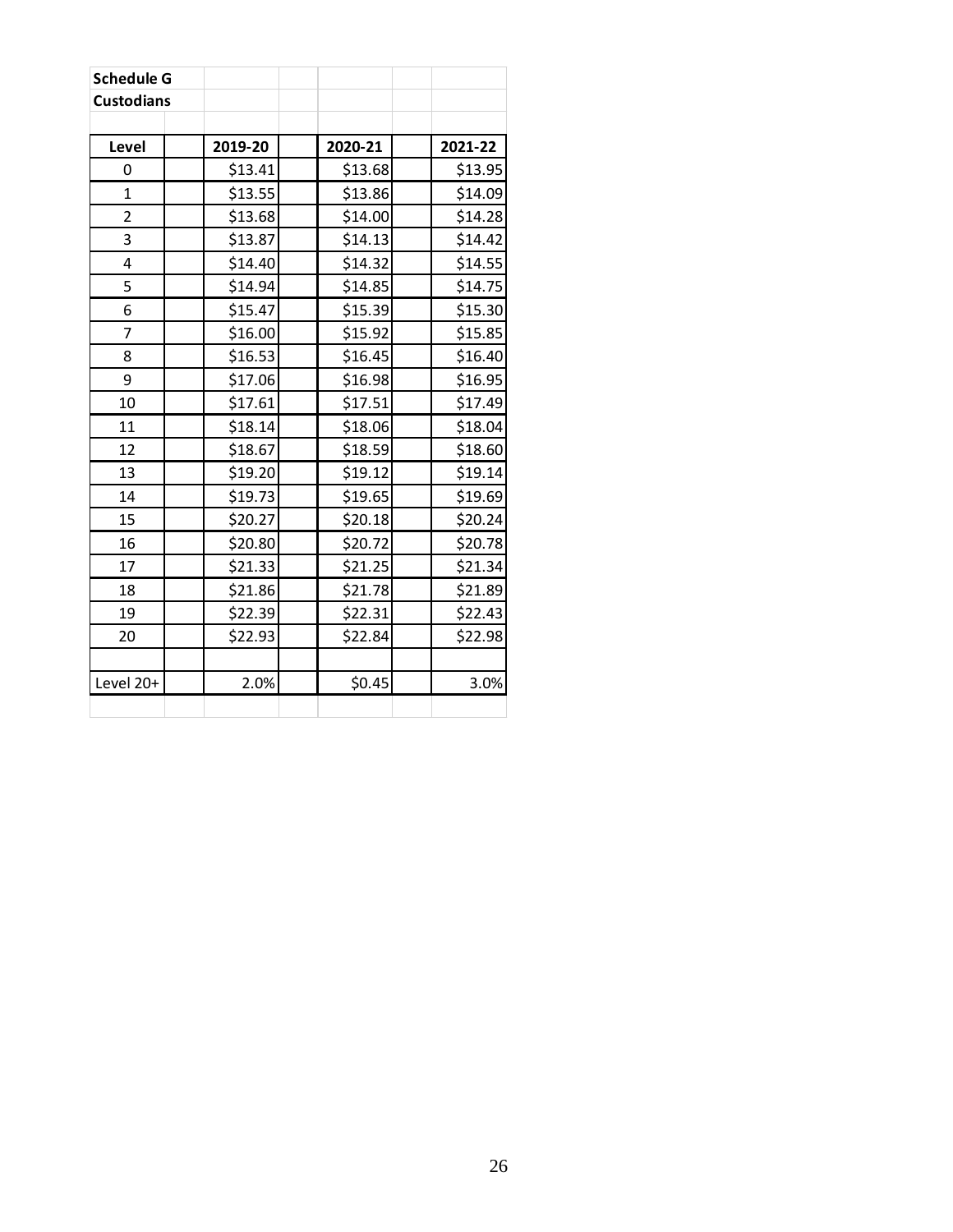**Schedule G**

**Custodians**

| Level | 2019-20 | 2020-21 | 2021-22 |
|---|---|---|---|
| 0 | $13.41 | $13.68 | $13.95 |
| 1 | $13.55 | $13.86 | $14.09 |
| 2 | $13.68 | $14.00 | $14.28 |
| 3 | $13.87 | $14.13 | $14.42 |
| 4 | $14.40 | $14.32 | $14.55 |
| 5 | $14.94 | $14.85 | $14.75 |
| 6 | $15.47 | $15.39 | $15.30 |
| 7 | $16.00 | $15.92 | $15.85 |
| 8 | $16.53 | $16.45 | $16.40 |
| 9 | $17.06 | $16.98 | $16.95 |
| 10 | $17.61 | $17.51 | $17.49 |
| 11 | $18.14 | $18.06 | $18.04 |
| 12 | $18.67 | $18.59 | $18.60 |
| 13 | $19.20 | $19.12 | $19.14 |
| 14 | $19.73 | $19.65 | $19.69 |
| 15 | $20.27 | $20.18 | $20.24 |
| 16 | $20.80 | $20.72 | $20.78 |
| 17 | $21.33 | $21.25 | $21.34 |
| 18 | $21.86 | $21.78 | $21.89 |
| 19 | $22.39 | $22.31 | $22.43 |
| 20 | $22.93 | $22.84 | $22.98 |
| | | | |
| Level 20+ | 2.0% | $0.45 | 3.0% |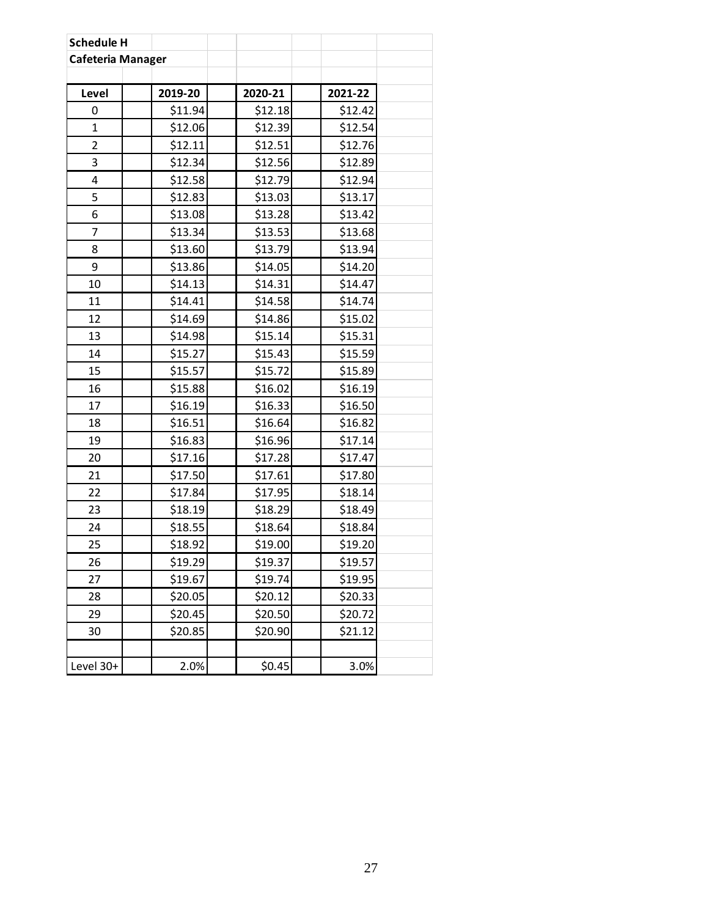**Schedule H**

**Cafeteria Manager**

| Level | 2019-20 | 2020-21 | 2021-22 |
|---|---|---|---|
| 0 | $11.94 | $12.18 | $12.42 |
| 1 | $12.06 | $12.39 | $12.54 |
| 2 | $12.11 | $12.51 | $12.76 |
| 3 | $12.34 | $12.56 | $12.89 |
| 4 | $12.58 | $12.79 | $12.94 |
| 5 | $12.83 | $13.03 | $13.17 |
| 6 | $13.08 | $13.28 | $13.42 |
| 7 | $13.34 | $13.53 | $13.68 |
| 8 | $13.60 | $13.79 | $13.94 |
| 9 | $13.86 | $14.05 | $14.20 |
| 10 | $14.13 | $14.31 | $14.47 |
| 11 | $14.41 | $14.58 | $14.74 |
| 12 | $14.69 | $14.86 | $15.02 |
| 13 | $14.98 | $15.14 | $15.31 |
| 14 | $15.27 | $15.43 | $15.59 |
| 15 | $15.57 | $15.72 | $15.89 |
| 16 | $15.88 | $16.02 | $16.19 |
| 17 | $16.19 | $16.33 | $16.50 |
| 18 | $16.51 | $16.64 | $16.82 |
| 19 | $16.83 | $16.96 | $17.14 |
| 20 | $17.16 | $17.28 | $17.47 |
| 21 | $17.50 | $17.61 | $17.80 |
| 22 | $17.84 | $17.95 | $18.14 |
| 23 | $18.19 | $18.29 | $18.49 |
| 24 | $18.55 | $18.64 | $18.84 |
| 25 | $18.92 | $19.00 | $19.20 |
| 26 | $19.29 | $19.37 | $19.57 |
| 27 | $19.67 | $19.74 | $19.95 |
| 28 | $20.05 | $20.12 | $20.33 |
| 29 | $20.45 | $20.50 | $20.72 |
| 30 | $20.85 | $20.90 | $21.12 |
| | | | |
| Level 30+ | 2.0% | $0.45 | 3.0% |